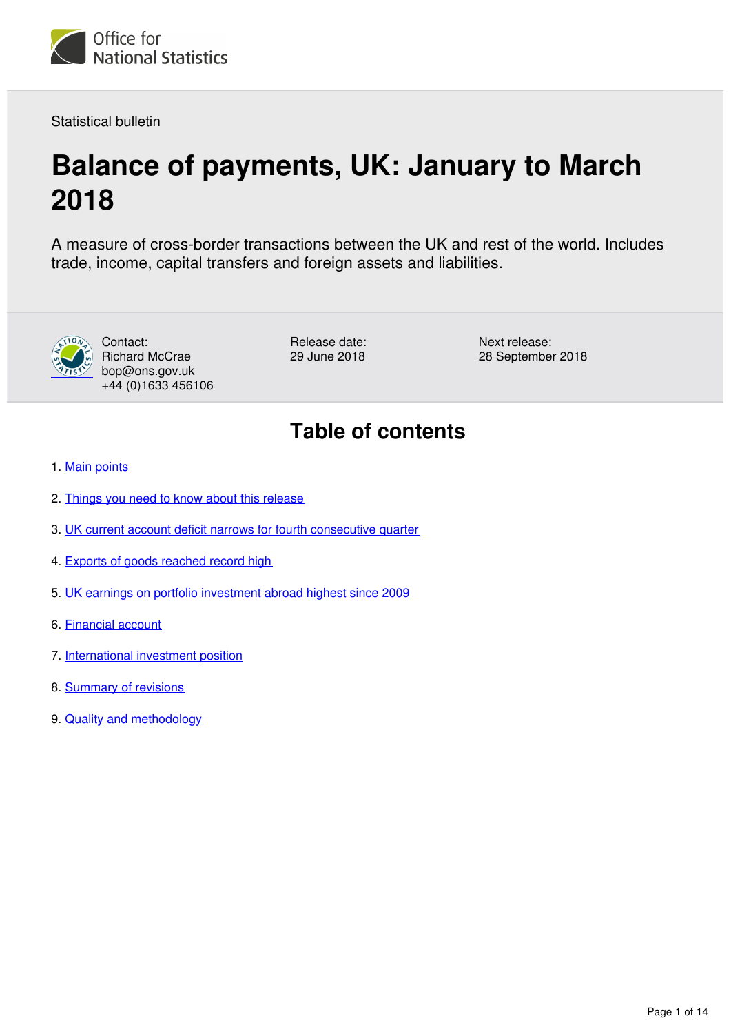Office for National Statistics

Statistical bulletin

# Balance of payments, UK: January to March 2018

A measure of cross-border transactions between the UK and rest of the world. Includes trade, income, capital transfers and foreign assets and liabilities.

Contact:
Richard McCrae
bop@ons.gov.uk
+44 (0)1633 456106

Release date:
29 June 2018

Next release:
28 September 2018

## Table of contents

1. Main points
2. Things you need to know about this release
3. UK current account deficit narrows for fourth consecutive quarter
4. Exports of goods reached record high
5. UK earnings on portfolio investment abroad highest since 2009
6. Financial account
7. International investment position
8. Summary of revisions
9. Quality and methodology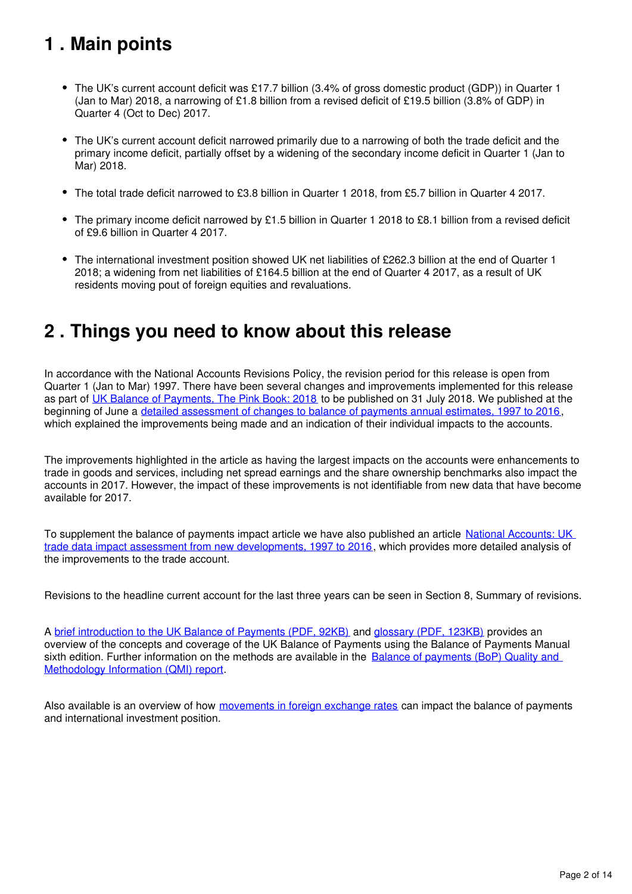## 1 . Main points

- The UK's current account deficit was £17.7 billion (3.4% of gross domestic product (GDP)) in Quarter 1 (Jan to Mar) 2018, a narrowing of £1.8 billion from a revised deficit of £19.5 billion (3.8% of GDP) in Quarter 4 (Oct to Dec) 2017.
- The UK's current account deficit narrowed primarily due to a narrowing of both the trade deficit and the primary income deficit, partially offset by a widening of the secondary income deficit in Quarter 1 (Jan to Mar) 2018.
- The total trade deficit narrowed to £3.8 billion in Quarter 1 2018, from £5.7 billion in Quarter 4 2017.
- The primary income deficit narrowed by £1.5 billion in Quarter 1 2018 to £8.1 billion from a revised deficit of £9.6 billion in Quarter 4 2017.
- The international investment position showed UK net liabilities of £262.3 billion at the end of Quarter 1 2018; a widening from net liabilities of £164.5 billion at the end of Quarter 4 2017, as a result of UK residents moving pout of foreign equities and revaluations.

## 2 . Things you need to know about this release

In accordance with the National Accounts Revisions Policy, the revision period for this release is open from Quarter 1 (Jan to Mar) 1997. There have been several changes and improvements implemented for this release as part of UK Balance of Payments, The Pink Book: 2018 to be published on 31 July 2018. We published at the beginning of June a detailed assessment of changes to balance of payments annual estimates, 1997 to 2016, which explained the improvements being made and an indication of their individual impacts to the accounts.

The improvements highlighted in the article as having the largest impacts on the accounts were enhancements to trade in goods and services, including net spread earnings and the share ownership benchmarks also impact the accounts in 2017. However, the impact of these improvements is not identifiable from new data that have become available for 2017.

To supplement the balance of payments impact article we have also published an article National Accounts: UK trade data impact assessment from new developments, 1997 to 2016, which provides more detailed analysis of the improvements to the trade account.

Revisions to the headline current account for the last three years can be seen in Section 8, Summary of revisions.

A brief introduction to the UK Balance of Payments (PDF, 92KB) and glossary (PDF, 123KB) provides an overview of the concepts and coverage of the UK Balance of Payments using the Balance of Payments Manual sixth edition. Further information on the methods are available in the Balance of payments (BoP) Quality and Methodology Information (QMI) report.

Also available is an overview of how movements in foreign exchange rates can impact the balance of payments and international investment position.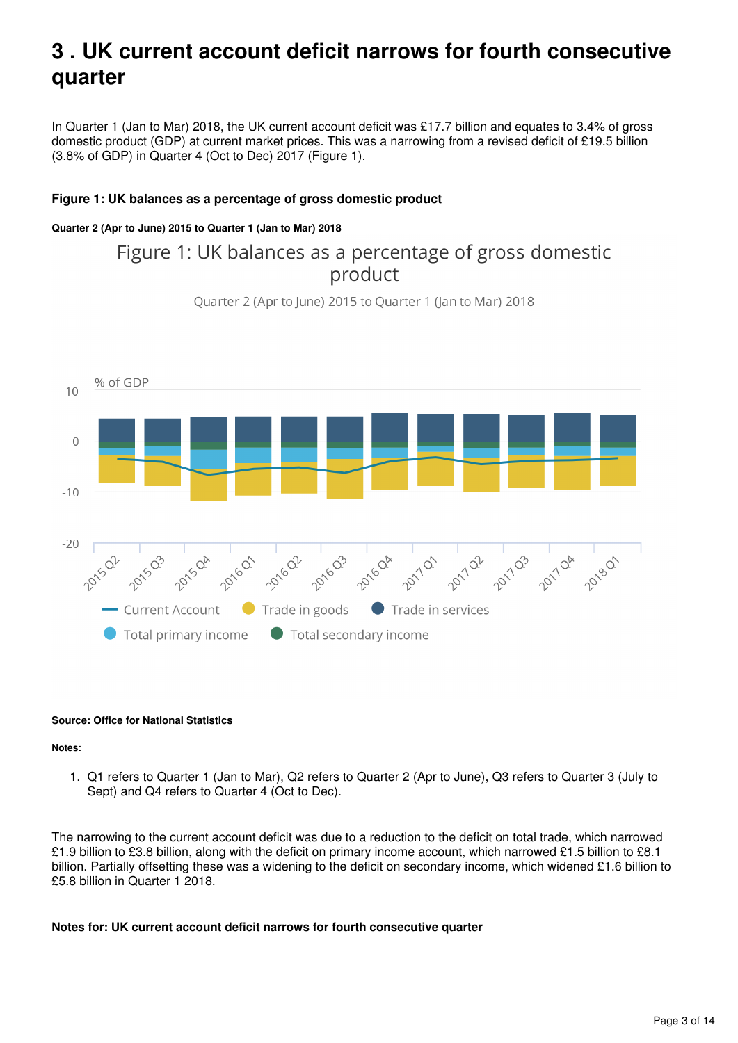## 3 . UK current account deficit narrows for fourth consecutive quarter

In Quarter 1 (Jan to Mar) 2018, the UK current account deficit was £17.7 billion and equates to 3.4% of gross domestic product (GDP) at current market prices. This was a narrowing from a revised deficit of £19.5 billion (3.8% of GDP) in Quarter 4 (Oct to Dec) 2017 (Figure 1).

**Figure 1: UK balances as a percentage of gross domestic product**

**Quarter 2 (Apr to June) 2015 to Quarter 1 (Jan to Mar) 2018**

Figure 1: UK balances as a percentage of gross domestic product

Quarter 2 (Apr to June) 2015 to Quarter 1 (Jan to Mar) 2018

% of GDP

10
0
-10
-20

2015 Q2
2015 Q3
2015 Q4
2016 Q1
2016 Q2
2016 Q3
2016 Q4
2017 Q1
2017 Q2
2017 Q3
2017 Q4
2018 Q1

Current Account
Trade in goods
Trade in services
Total primary income
Total secondary income

**Source: Office for National Statistics**

**Notes:**

1. Q1 refers to Quarter 1 (Jan to Mar), Q2 refers to Quarter 2 (Apr to June), Q3 refers to Quarter 3 (July to Sept) and Q4 refers to Quarter 4 (Oct to Dec).

The narrowing to the current account deficit was due to a reduction to the deficit on total trade, which narrowed £1.9 billion to £3.8 billion, along with the deficit on primary income account, which narrowed £1.5 billion to £8.1 billion. Partially offsetting these was a widening to the deficit on secondary income, which widened £1.6 billion to £5.8 billion in Quarter 1 2018.

**Notes for: UK current account deficit narrows for fourth consecutive quarter**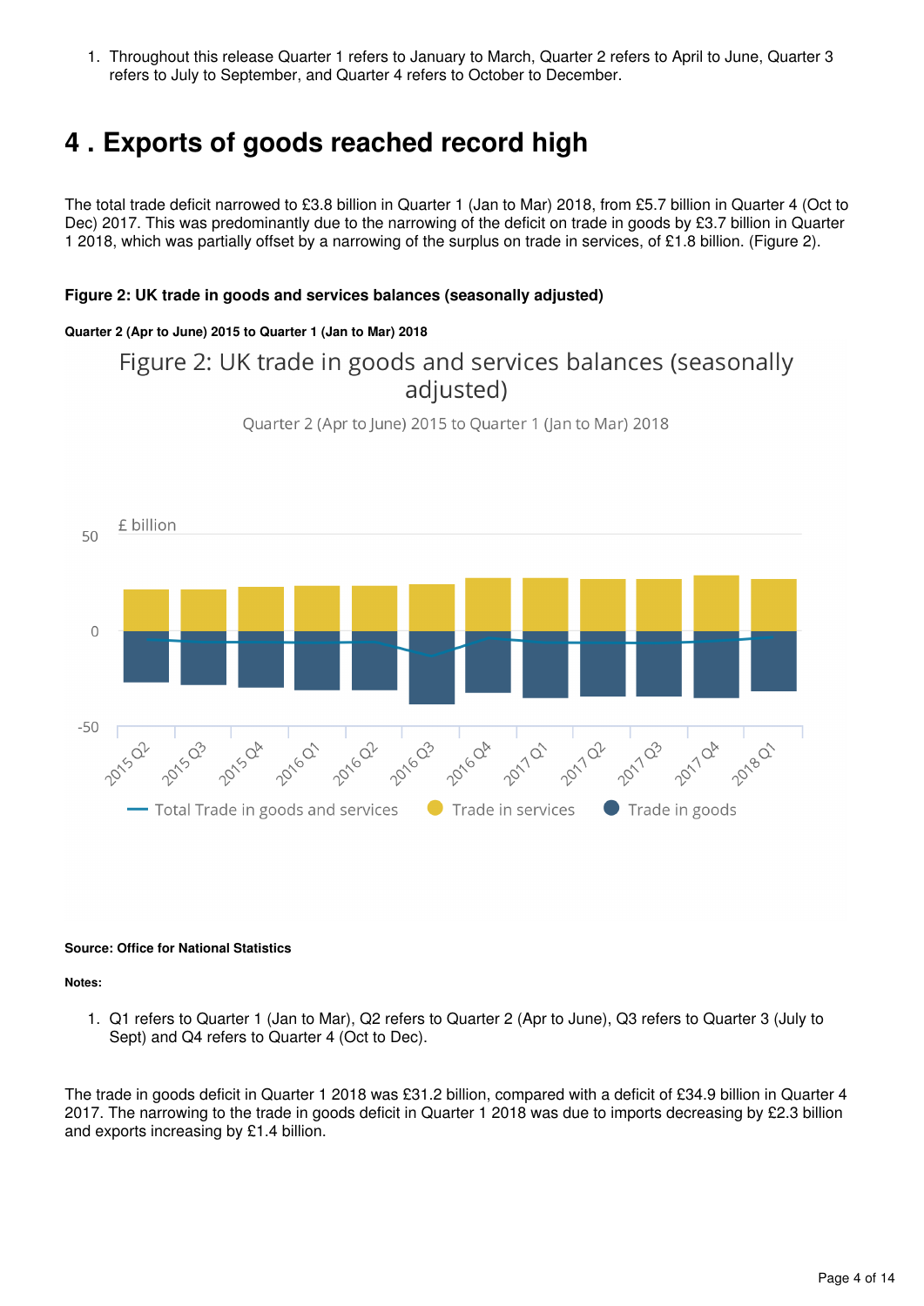1. Throughout this release Quarter 1 refers to January to March, Quarter 2 refers to April to June, Quarter 3 refers to July to September, and Quarter 4 refers to October to December.

## 4 . Exports of goods reached record high

The total trade deficit narrowed to £3.8 billion in Quarter 1 (Jan to Mar) 2018, from £5.7 billion in Quarter 4 (Oct to Dec) 2017. This was predominantly due to the narrowing of the deficit on trade in goods by £3.7 billion in Quarter 1 2018, which was partially offset by a narrowing of the surplus on trade in services, of £1.8 billion. (Figure 2).

**Figure 2: UK trade in goods and services balances (seasonally adjusted)**

**Quarter 2 (Apr to June) 2015 to Quarter 1 (Jan to Mar) 2018**

Figure 2: UK trade in goods and services balances (seasonally adjusted)

Quarter 2 (Apr to June) 2015 to Quarter 1 (Jan to Mar) 2018

£ billion

50

0

-50

2015 Q2
2015 Q3
2015 Q4
2016 Q1
2016 Q2
2016 Q3
2016 Q4
2017 Q1
2017 Q2
2017 Q3
2017 Q4
2018 Q1

Total Trade in goods and services
Trade in services
Trade in goods

**Source: Office for National Statistics**

**Notes:**

1. Q1 refers to Quarter 1 (Jan to Mar), Q2 refers to Quarter 2 (Apr to June), Q3 refers to Quarter 3 (July to Sept) and Q4 refers to Quarter 4 (Oct to Dec).

The trade in goods deficit in Quarter 1 2018 was £31.2 billion, compared with a deficit of £34.9 billion in Quarter 4 2017. The narrowing to the trade in goods deficit in Quarter 1 2018 was due to imports decreasing by £2.3 billion and exports increasing by £1.4 billion.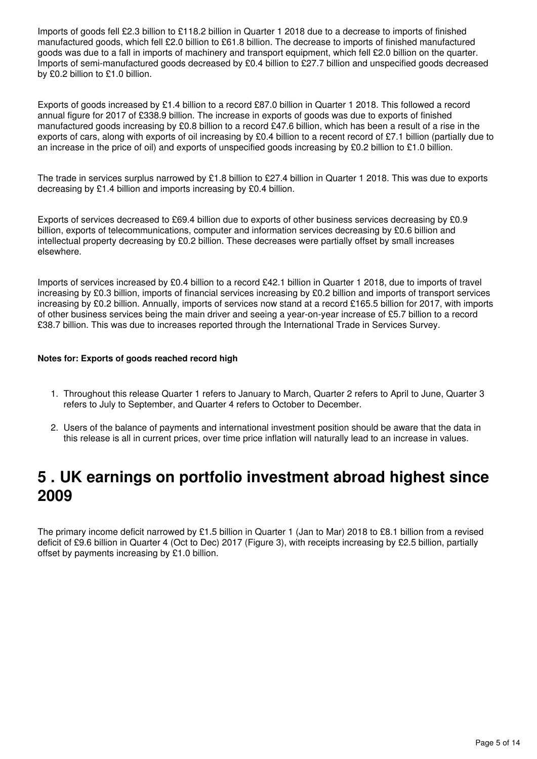Imports of goods fell £2.3 billion to £118.2 billion in Quarter 1 2018 due to a decrease to imports of finished manufactured goods, which fell £2.0 billion to £61.8 billion. The decrease to imports of finished manufactured goods was due to a fall in imports of machinery and transport equipment, which fell £2.0 billion on the quarter. Imports of semi-manufactured goods decreased by £0.4 billion to £27.7 billion and unspecified goods decreased by £0.2 billion to £1.0 billion.

Exports of goods increased by £1.4 billion to a record £87.0 billion in Quarter 1 2018. This followed a record annual figure for 2017 of £338.9 billion. The increase in exports of goods was due to exports of finished manufactured goods increasing by £0.8 billion to a record £47.6 billion, which has been a result of a rise in the exports of cars, along with exports of oil increasing by £0.4 billion to a recent record of £7.1 billion (partially due to an increase in the price of oil) and exports of unspecified goods increasing by £0.2 billion to £1.0 billion.

The trade in services surplus narrowed by £1.8 billion to £27.4 billion in Quarter 1 2018. This was due to exports decreasing by £1.4 billion and imports increasing by £0.4 billion.

Exports of services decreased to £69.4 billion due to exports of other business services decreasing by £0.9 billion, exports of telecommunications, computer and information services decreasing by £0.6 billion and intellectual property decreasing by £0.2 billion. These decreases were partially offset by small increases elsewhere.

Imports of services increased by £0.4 billion to a record £42.1 billion in Quarter 1 2018, due to imports of travel increasing by £0.3 billion, imports of financial services increasing by £0.2 billion and imports of transport services increasing by £0.2 billion. Annually, imports of services now stand at a record £165.5 billion for 2017, with imports of other business services being the main driver and seeing a year-on-year increase of £5.7 billion to a record £38.7 billion. This was due to increases reported through the International Trade in Services Survey.

**Notes for: Exports of goods reached record high**

1. Throughout this release Quarter 1 refers to January to March, Quarter 2 refers to April to June, Quarter 3 refers to July to September, and Quarter 4 refers to October to December.
2. Users of the balance of payments and international investment position should be aware that the data in this release is all in current prices, over time price inflation will naturally lead to an increase in values.

# 5 . UK earnings on portfolio investment abroad highest since 2009

The primary income deficit narrowed by £1.5 billion in Quarter 1 (Jan to Mar) 2018 to £8.1 billion from a revised deficit of £9.6 billion in Quarter 4 (Oct to Dec) 2017 (Figure 3), with receipts increasing by £2.5 billion, partially offset by payments increasing by £1.0 billion.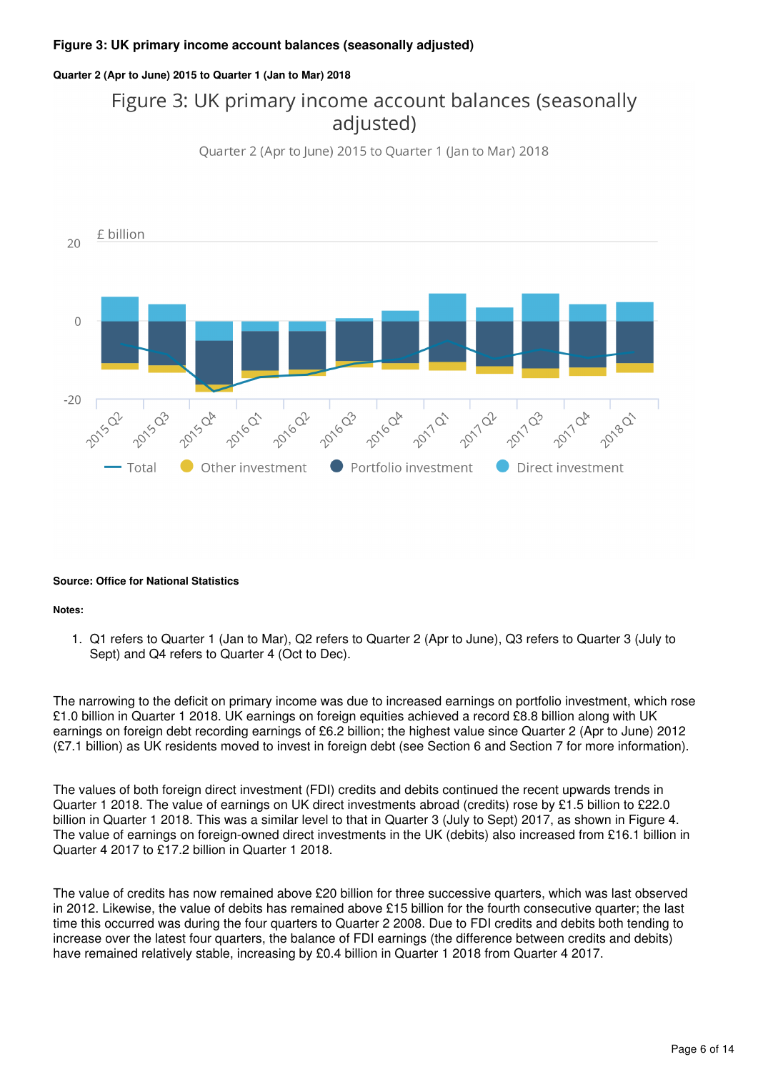**Figure 3: UK primary income account balances (seasonally adjusted)**

**Quarter 2 (Apr to June) 2015 to Quarter 1 (Jan to Mar) 2018**

Figure 3: UK primary income account balances (seasonally adjusted)

Quarter 2 (Apr to June) 2015 to Quarter 1 (Jan to Mar) 2018

£ billion

20

0

-20

2015 Q2
2015 Q3
2015 Q4
2016 Q1
2016 Q2
2016 Q3
2016 Q4
2017 Q1
2017 Q2
2017 Q3
2017 Q4
2018 Q1

Total
Other investment
Portfolio investment
Direct investment

**Source: Office for National Statistics**

**Notes:**

1. Q1 refers to Quarter 1 (Jan to Mar), Q2 refers to Quarter 2 (Apr to June), Q3 refers to Quarter 3 (July to Sept) and Q4 refers to Quarter 4 (Oct to Dec).

The narrowing to the deficit on primary income was due to increased earnings on portfolio investment, which rose £1.0 billion in Quarter 1 2018. UK earnings on foreign equities achieved a record £8.8 billion along with UK earnings on foreign debt recording earnings of £6.2 billion; the highest value since Quarter 2 (Apr to June) 2012 (£7.1 billion) as UK residents moved to invest in foreign debt (see Section 6 and Section 7 for more information).

The values of both foreign direct investment (FDI) credits and debits continued the recent upwards trends in Quarter 1 2018. The value of earnings on UK direct investments abroad (credits) rose by £1.5 billion to £22.0 billion in Quarter 1 2018. This was a similar level to that in Quarter 3 (July to Sept) 2017, as shown in Figure 4. The value of earnings on foreign-owned direct investments in the UK (debits) also increased from £16.1 billion in Quarter 4 2017 to £17.2 billion in Quarter 1 2018.

The value of credits has now remained above £20 billion for three successive quarters, which was last observed in 2012. Likewise, the value of debits has remained above £15 billion for the fourth consecutive quarter; the last time this occurred was during the four quarters to Quarter 2 2008. Due to FDI credits and debits both tending to increase over the latest four quarters, the balance of FDI earnings (the difference between credits and debits) have remained relatively stable, increasing by £0.4 billion in Quarter 1 2018 from Quarter 4 2017.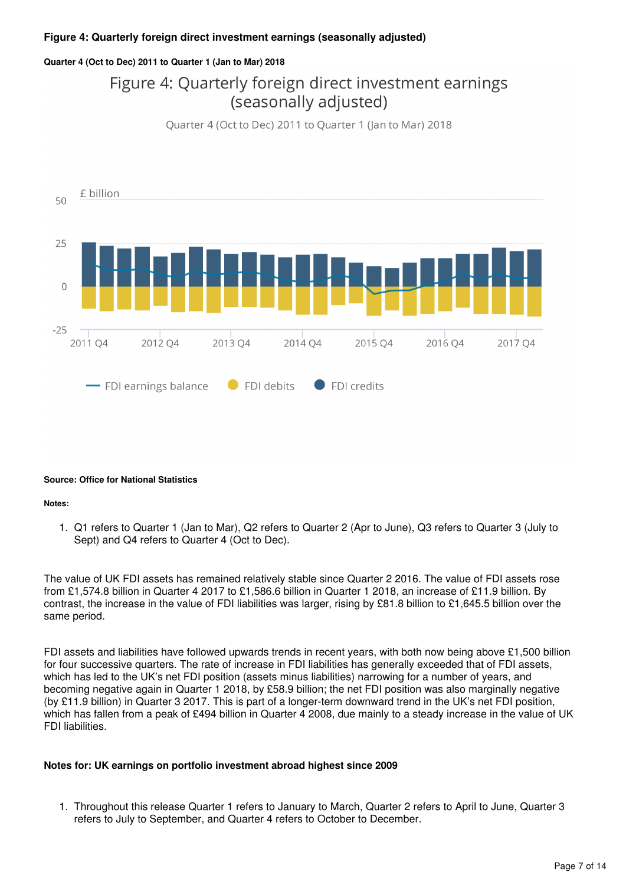**Figure 4: Quarterly foreign direct investment earnings (seasonally adjusted)**

**Quarter 4 (Oct to Dec) 2011 to Quarter 1 (Jan to Mar) 2018**

Figure 4: Quarterly foreign direct investment earnings (seasonally adjusted)

Quarter 4 (Oct to Dec) 2011 to Quarter 1 (Jan to Mar) 2018

£ billion

50
25
0
-25

2011 Q4
2012 Q4
2013 Q4
2014 Q4
2015 Q4
2016 Q4
2017 Q4

FDI earnings balance
FDI debits
FDI credits

**Source: Office for National Statistics**

**Notes:**

1. Q1 refers to Quarter 1 (Jan to Mar), Q2 refers to Quarter 2 (Apr to June), Q3 refers to Quarter 3 (July to Sept) and Q4 refers to Quarter 4 (Oct to Dec).

The value of UK FDI assets has remained relatively stable since Quarter 2 2016. The value of FDI assets rose from £1,574.8 billion in Quarter 4 2017 to £1,586.6 billion in Quarter 1 2018, an increase of £11.9 billion. By contrast, the increase in the value of FDI liabilities was larger, rising by £81.8 billion to £1,645.5 billion over the same period.

FDI assets and liabilities have followed upwards trends in recent years, with both now being above £1,500 billion for four successive quarters. The rate of increase in FDI liabilities has generally exceeded that of FDI assets, which has led to the UK's net FDI position (assets minus liabilities) narrowing for a number of years, and becoming negative again in Quarter 1 2018, by £58.9 billion; the net FDI position was also marginally negative (by £11.9 billion) in Quarter 3 2017. This is part of a longer-term downward trend in the UK's net FDI position, which has fallen from a peak of £494 billion in Quarter 4 2008, due mainly to a steady increase in the value of UK FDI liabilities.

**Notes for: UK earnings on portfolio investment abroad highest since 2009**

1. Throughout this release Quarter 1 refers to January to March, Quarter 2 refers to April to June, Quarter 3 refers to July to September, and Quarter 4 refers to October to December.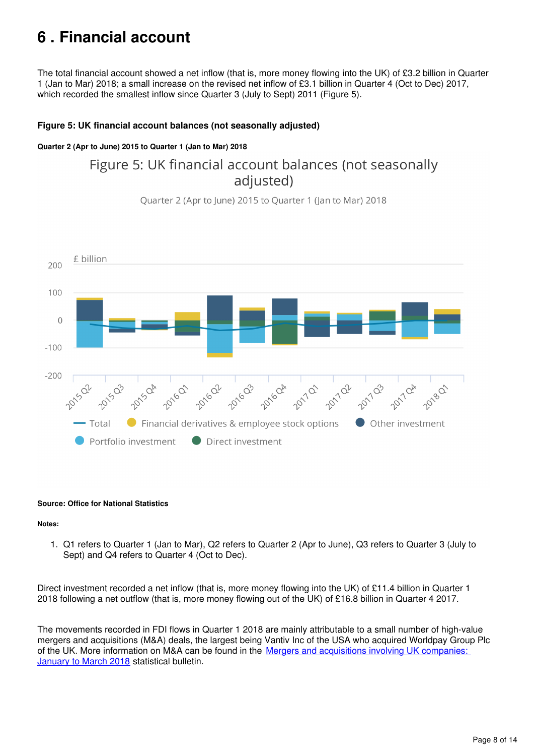# 6 . Financial account

The total financial account showed a net inflow (that is, more money flowing into the UK) of £3.2 billion in Quarter 1 (Jan to Mar) 2018; a small increase on the revised net inflow of £3.1 billion in Quarter 4 (Oct to Dec) 2017, which recorded the smallest inflow since Quarter 3 (July to Sept) 2011 (Figure 5).

**Figure 5: UK financial account balances (not seasonally adjusted)**

**Quarter 2 (Apr to June) 2015 to Quarter 1 (Jan to Mar) 2018**

Figure 5: UK financial account balances (not seasonally adjusted)

Quarter 2 (Apr to June) 2015 to Quarter 1 (Jan to Mar) 2018

£ billion

200
100
0
-100
-200

2015 Q2, 2015 Q3, 2015 Q4, 2016 Q1, 2016 Q2, 2016 Q3, 2016 Q4, 2017 Q1, 2017 Q2, 2017 Q3, 2017 Q4, 2018 Q1

Total
Financial derivatives & employee stock options
Other investment
Portfolio investment
Direct investment

**Source: Office for National Statistics**

**Notes:**

1. Q1 refers to Quarter 1 (Jan to Mar), Q2 refers to Quarter 2 (Apr to June), Q3 refers to Quarter 3 (July to Sept) and Q4 refers to Quarter 4 (Oct to Dec).

Direct investment recorded a net inflow (that is, more money flowing into the UK) of £11.4 billion in Quarter 1 2018 following a net outflow (that is, more money flowing out of the UK) of £16.8 billion in Quarter 4 2017.

The movements recorded in FDI flows in Quarter 1 2018 are mainly attributable to a small number of high-value mergers and acquisitions (M&A) deals, the largest being Vantiv Inc of the USA who acquired Worldpay Group Plc of the UK. More information on M&A can be found in the Mergers and acquisitions involving UK companies: January to March 2018 statistical bulletin.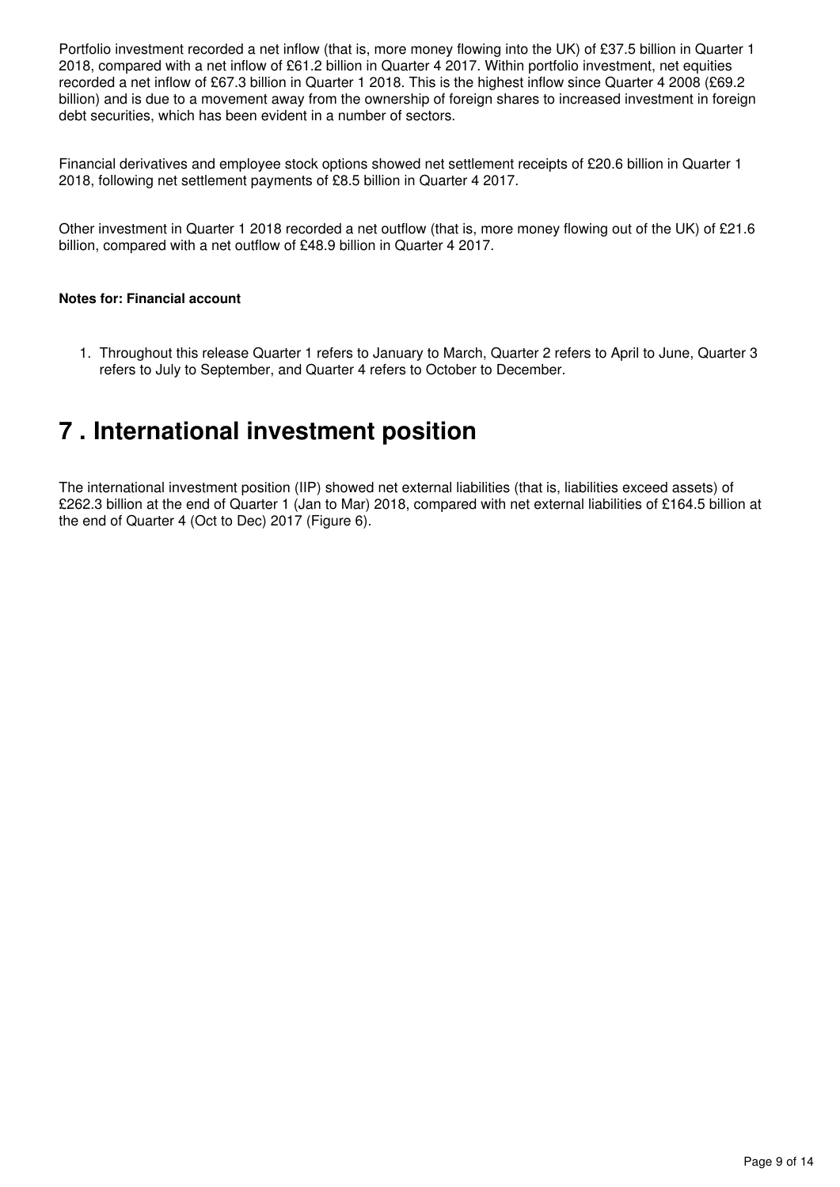Portfolio investment recorded a net inflow (that is, more money flowing into the UK) of £37.5 billion in Quarter 1 2018, compared with a net inflow of £61.2 billion in Quarter 4 2017. Within portfolio investment, net equities recorded a net inflow of £67.3 billion in Quarter 1 2018. This is the highest inflow since Quarter 4 2008 (£69.2 billion) and is due to a movement away from the ownership of foreign shares to increased investment in foreign debt securities, which has been evident in a number of sectors.

Financial derivatives and employee stock options showed net settlement receipts of £20.6 billion in Quarter 1 2018, following net settlement payments of £8.5 billion in Quarter 4 2017.

Other investment in Quarter 1 2018 recorded a net outflow (that is, more money flowing out of the UK) of £21.6 billion, compared with a net outflow of £48.9 billion in Quarter 4 2017.

**Notes for: Financial account**

1. Throughout this release Quarter 1 refers to January to March, Quarter 2 refers to April to June, Quarter 3 refers to July to September, and Quarter 4 refers to October to December.

# 7 . International investment position

The international investment position (IIP) showed net external liabilities (that is, liabilities exceed assets) of £262.3 billion at the end of Quarter 1 (Jan to Mar) 2018, compared with net external liabilities of £164.5 billion at the end of Quarter 4 (Oct to Dec) 2017 (Figure 6).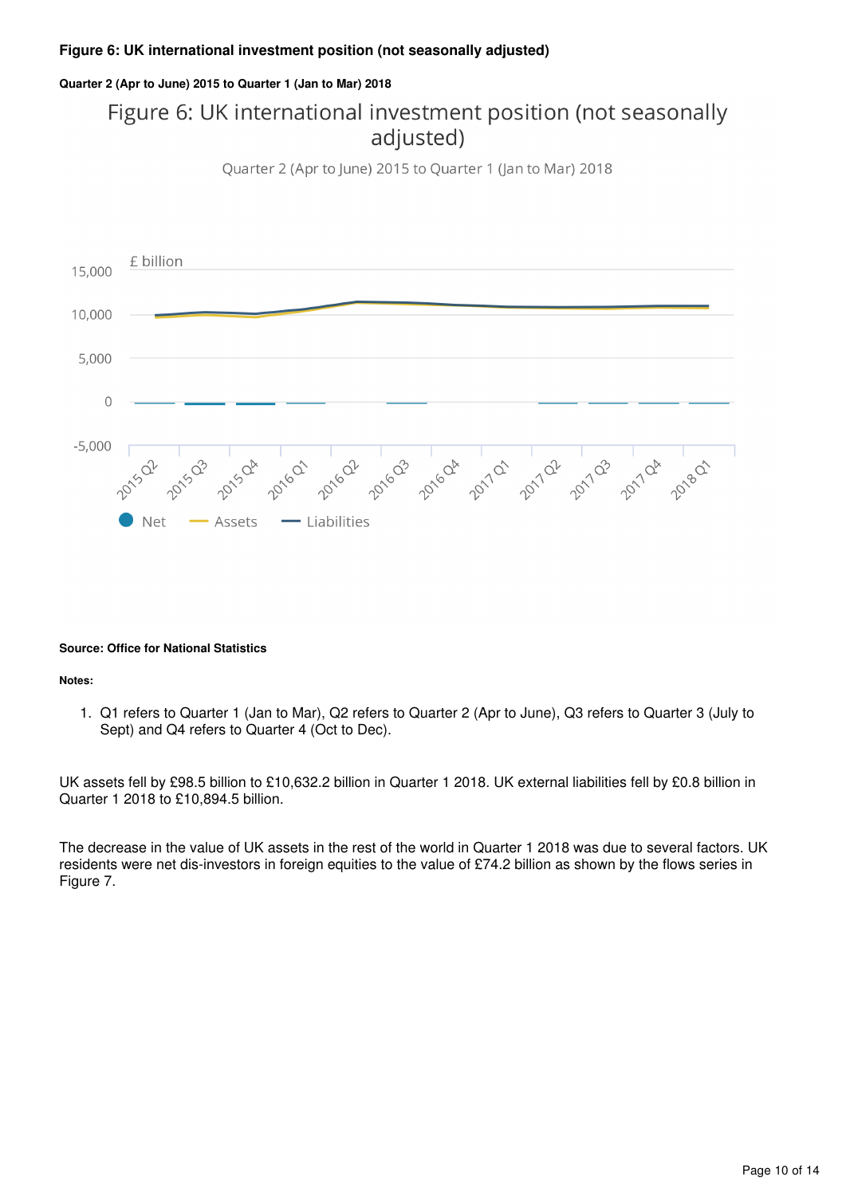**Figure 6: UK international investment position (not seasonally adjusted)**

**Quarter 2 (Apr to June) 2015 to Quarter 1 (Jan to Mar) 2018**

Figure 6: UK international investment position (not seasonally adjusted)

Quarter 2 (Apr to June) 2015 to Quarter 1 (Jan to Mar) 2018

£ billion

15,000

10,000

5,000

0

-5,000

2015 Q2, 2015 Q3, 2015 Q4, 2016 Q1, 2016 Q2, 2016 Q3, 2016 Q4, 2017 Q1, 2017 Q2, 2017 Q3, 2017 Q4, 2018 Q1

Net, Assets, Liabilities

**Source: Office for National Statistics**

**Notes:**

1. Q1 refers to Quarter 1 (Jan to Mar), Q2 refers to Quarter 2 (Apr to June), Q3 refers to Quarter 3 (July to Sept) and Q4 refers to Quarter 4 (Oct to Dec).

UK assets fell by £98.5 billion to £10,632.2 billion in Quarter 1 2018. UK external liabilities fell by £0.8 billion in Quarter 1 2018 to £10,894.5 billion.

The decrease in the value of UK assets in the rest of the world in Quarter 1 2018 was due to several factors. UK residents were net dis-investors in foreign equities to the value of £74.2 billion as shown by the flows series in Figure 7.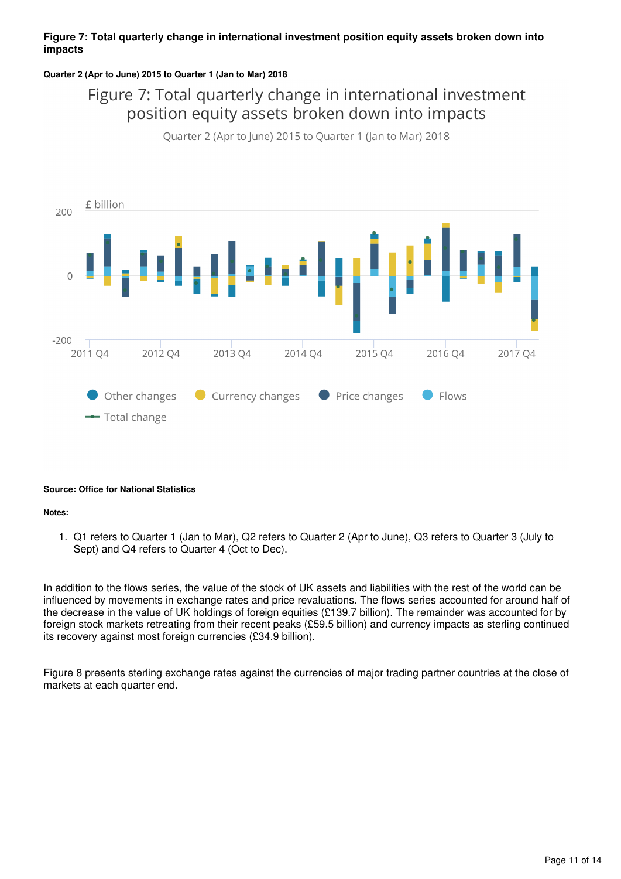**Figure 7: Total quarterly change in international investment position equity assets broken down into impacts**

**Quarter 2 (Apr to June) 2015 to Quarter 1 (Jan to Mar) 2018**

**Source: Office for National Statistics**

**Notes:**

1. Q1 refers to Quarter 1 (Jan to Mar), Q2 refers to Quarter 2 (Apr to June), Q3 refers to Quarter 3 (July to Sept) and Q4 refers to Quarter 4 (Oct to Dec).

In addition to the flows series, the value of the stock of UK assets and liabilities with the rest of the world can be influenced by movements in exchange rates and price revaluations. The flows series accounted for around half of the decrease in the value of UK holdings of foreign equities (£139.7 billion). The remainder was accounted for by foreign stock markets retreating from their recent peaks (£59.5 billion) and currency impacts as sterling continued its recovery against most foreign currencies (£34.9 billion).

Figure 8 presents sterling exchange rates against the currencies of major trading partner countries at the close of markets at each quarter end.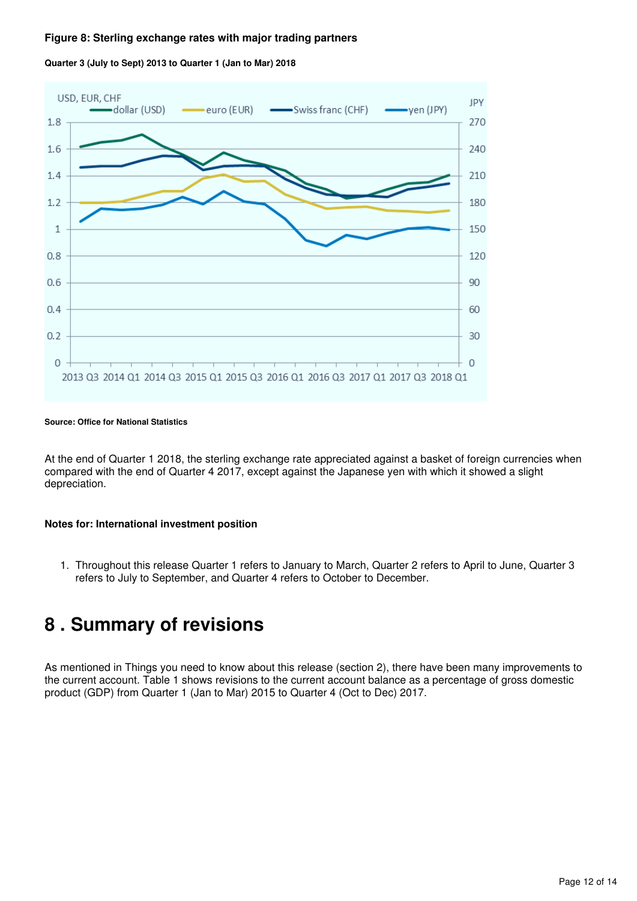**Figure 8: Sterling exchange rates with major trading partners**

**Quarter 3 (July to Sept) 2013 to Quarter 1 (Jan to Mar) 2018**

USD, EUR, CHF

dollar (USD)
euro (EUR)
Swiss franc (CHF)
yen (JPY)

JPY

1.8
1.6
1.4
1.2
1
0.8
0.6
0.4
0.2
0

270
240
210
180
150
120
90
60
30
0

2013 Q3 2014 Q1 2014 Q3 2015 Q1 2015 Q3 2016 Q1 2016 Q3 2017 Q1 2017 Q3 2018 Q1

**Source: Office for National Statistics**

At the end of Quarter 1 2018, the sterling exchange rate appreciated against a basket of foreign currencies when compared with the end of Quarter 4 2017, except against the Japanese yen with which it showed a slight depreciation.

**Notes for: International investment position**

1. Throughout this release Quarter 1 refers to January to March, Quarter 2 refers to April to June, Quarter 3 refers to July to September, and Quarter 4 refers to October to December.

# 8 . Summary of revisions

As mentioned in Things you need to know about this release (section 2), there have been many improvements to the current account. Table 1 shows revisions to the current account balance as a percentage of gross domestic product (GDP) from Quarter 1 (Jan to Mar) 2015 to Quarter 4 (Oct to Dec) 2017.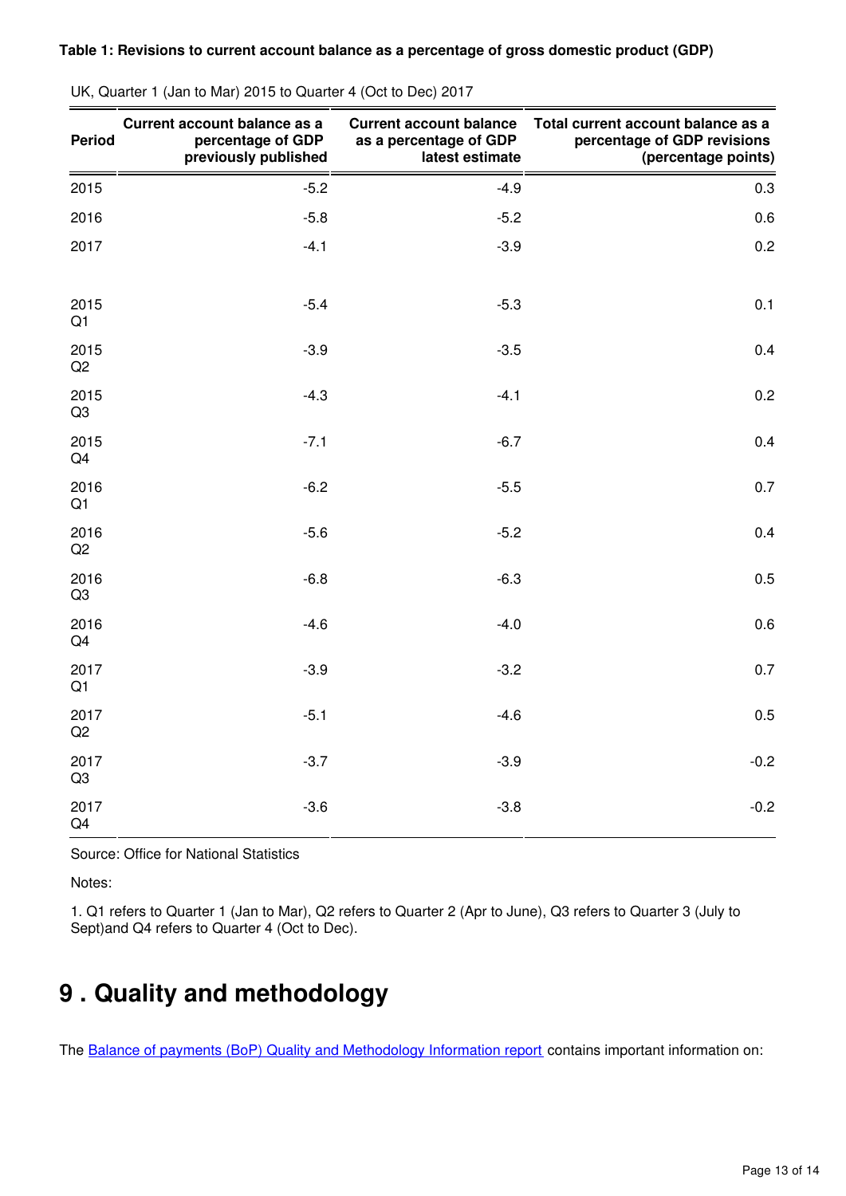**Table 1: Revisions to current account balance as a percentage of gross domestic product (GDP)**

UK, Quarter 1 (Jan to Mar) 2015 to Quarter 4 (Oct to Dec) 2017

| Period | Current account balance as a percentage of GDP previously published | Current account balance as a percentage of GDP latest estimate | Total current account balance as a percentage of GDP revisions (percentage points) |
|---|---|---|---|
| 2015 | -5.2 | -4.9 | 0.3 |
| 2016 | -5.8 | -5.2 | 0.6 |
| 2017 | -4.1 | -3.9 | 0.2 |
| | | | |
| 2015 Q1 | -5.4 | -5.3 | 0.1 |
| 2015 Q2 | -3.9 | -3.5 | 0.4 |
| 2015 Q3 | -4.3 | -4.1 | 0.2 |
| 2015 Q4 | -7.1 | -6.7 | 0.4 |
| 2016 Q1 | -6.2 | -5.5 | 0.7 |
| 2016 Q2 | -5.6 | -5.2 | 0.4 |
| 2016 Q3 | -6.8 | -6.3 | 0.5 |
| 2016 Q4 | -4.6 | -4.0 | 0.6 |
| 2017 Q1 | -3.9 | -3.2 | 0.7 |
| 2017 Q2 | -5.1 | -4.6 | 0.5 |
| 2017 Q3 | -3.7 | -3.9 | -0.2 |
| 2017 Q4 | -3.6 | -3.8 | -0.2 |

Source: Office for National Statistics

Notes:

1. Q1 refers to Quarter 1 (Jan to Mar), Q2 refers to Quarter 2 (Apr to June), Q3 refers to Quarter 3 (July to Sept)and Q4 refers to Quarter 4 (Oct to Dec).

# 9 . Quality and methodology

The Balance of payments (BoP) Quality and Methodology Information report contains important information on: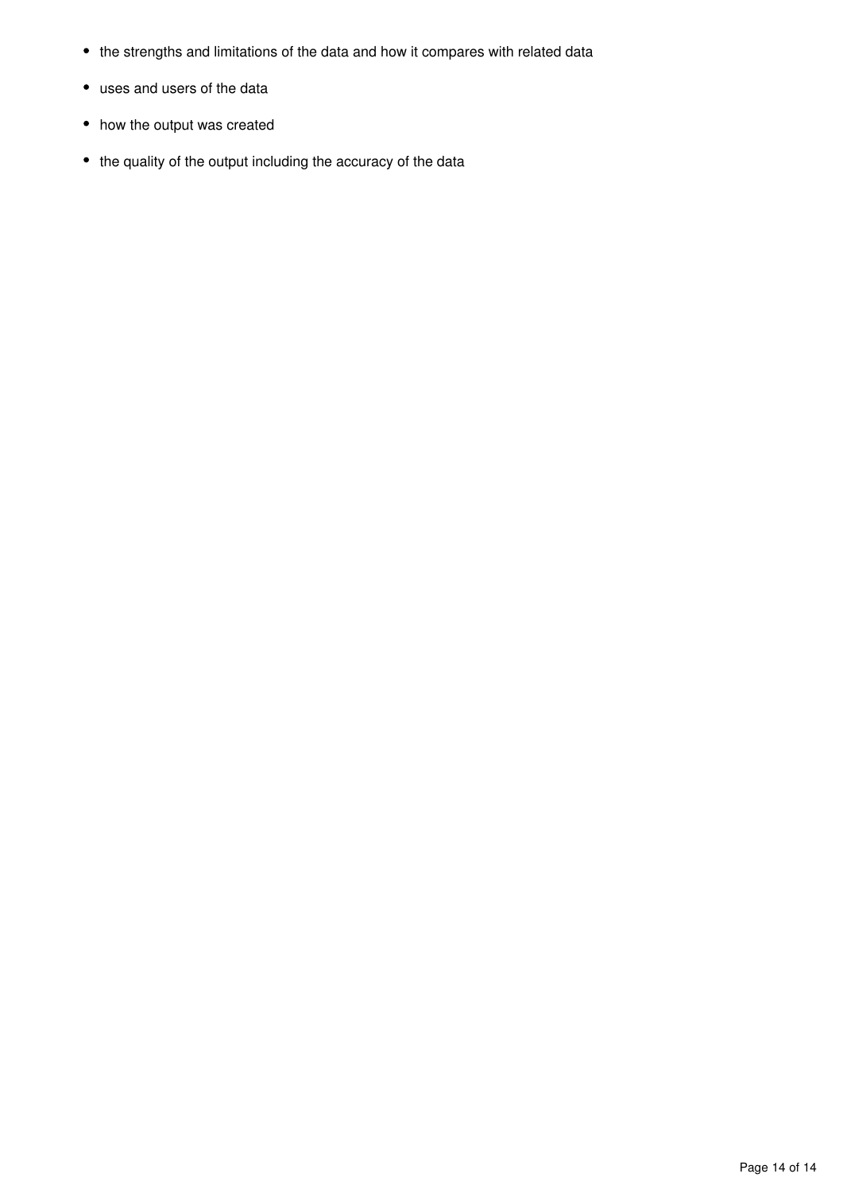- the strengths and limitations of the data and how it compares with related data
- uses and users of the data
- how the output was created
- the quality of the output including the accuracy of the data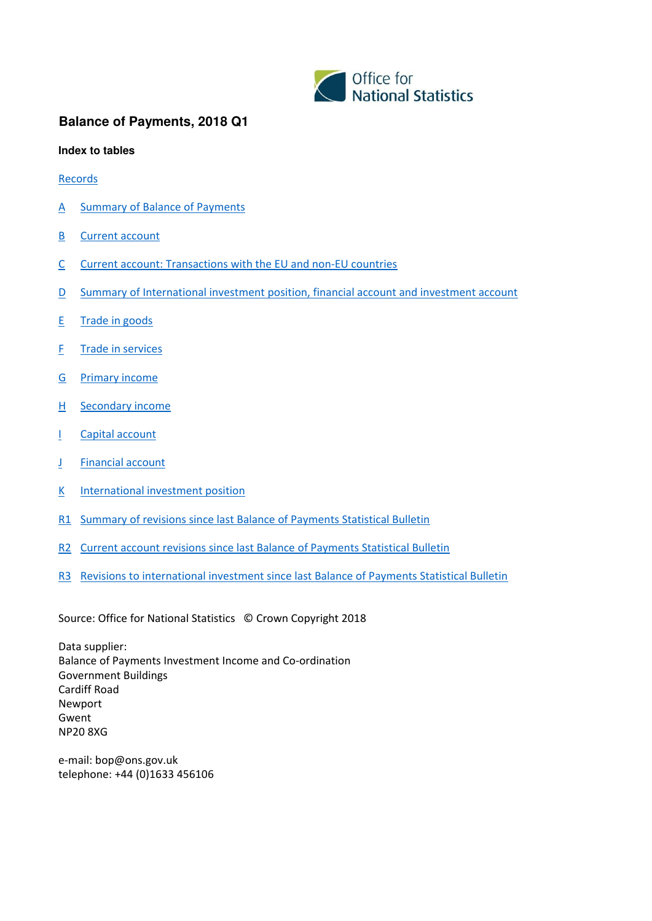Office for National Statistics

# Balance of Payments, 2018 Q1

**Index to tables**

Records

A Summary of Balance of Payments

B Current account

C Current account: Transactions with the EU and non-EU countries

D Summary of International investment position, financial account and investment account

E Trade in goods

F Trade in services

G Primary income

H Secondary income

I Capital account

J Financial account

K International investment position

R1 Summary of revisions since last Balance of Payments Statistical Bulletin

R2 Current account revisions since last Balance of Payments Statistical Bulletin

R3 Revisions to international investment since last Balance of Payments Statistical Bulletin

Source: Office for National Statistics © Crown Copyright 2018

Data supplier:
Balance of Payments Investment Income and Co-ordination
Government Buildings
Cardiff Road
Newport
Gwent
NP20 8XG

e-mail: bop@ons.gov.uk
telephone: +44 (0)1633 456106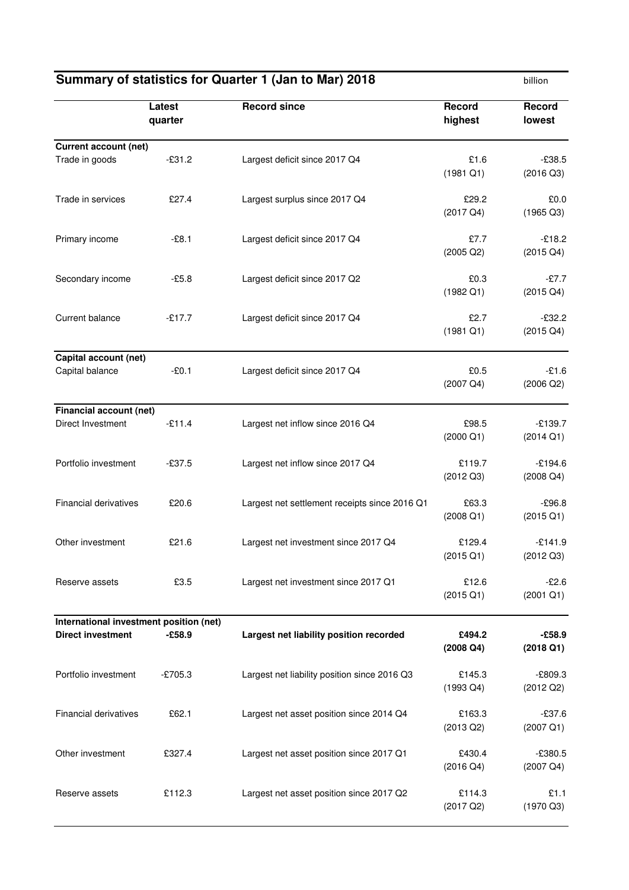## Summary of statistics for Quarter 1 (Jan to Mar) 2018

billion

| | Latest quarter | Record since | Record highest | Record lowest |
|---|---|---|---|---|
| **Current account (net)** | | | | |
| Trade in goods | -£31.2 | Largest deficit since 2017 Q4 | £1.6 (1981 Q1) | -£38.5 (2016 Q3) |
| Trade in services | £27.4 | Largest surplus since 2017 Q4 | £29.2 (2017 Q4) | £0.0 (1965 Q3) |
| Primary income | -£8.1 | Largest deficit since 2017 Q4 | £7.7 (2005 Q2) | -£18.2 (2015 Q4) |
| Secondary income | -£5.8 | Largest deficit since 2017 Q2 | £0.3 (1982 Q1) | -£7.7 (2015 Q4) |
| Current balance | -£17.7 | Largest deficit since 2017 Q4 | £2.7 (1981 Q1) | -£32.2 (2015 Q4) |
| **Capital account (net)** | | | | |
| Capital balance | -£0.1 | Largest deficit since 2017 Q4 | £0.5 (2007 Q4) | -£1.6 (2006 Q2) |
| **Financial account (net)** | | | | |
| Direct Investment | -£11.4 | Largest net inflow since 2016 Q4 | £98.5 (2000 Q1) | -£139.7 (2014 Q1) |
| Portfolio investment | -£37.5 | Largest net inflow since 2017 Q4 | £119.7 (2012 Q3) | -£194.6 (2008 Q4) |
| Financial derivatives | £20.6 | Largest net settlement receipts since 2016 Q1 | £63.3 (2008 Q1) | -£96.8 (2015 Q1) |
| Other investment | £21.6 | Largest net investment since 2017 Q4 | £129.4 (2015 Q1) | -£141.9 (2012 Q3) |
| Reserve assets | £3.5 | Largest net investment since 2017 Q1 | £12.6 (2015 Q1) | -£2.6 (2001 Q1) |
| **International investment position (net)** | | | | |
| **Direct investment** | **-£58.9** | **Largest net liability position recorded** | **£494.2 (2008 Q4)** | **-£58.9 (2018 Q1)** |
| Portfolio investment | -£705.3 | Largest net liability position since 2016 Q3 | £145.3 (1993 Q4) | -£809.3 (2012 Q2) |
| Financial derivatives | £62.1 | Largest net asset position since 2014 Q4 | £163.3 (2013 Q2) | -£37.6 (2007 Q1) |
| Other investment | £327.4 | Largest net asset position since 2017 Q1 | £430.4 (2016 Q4) | -£380.5 (2007 Q4) |
| Reserve assets | £112.3 | Largest net asset position since 2017 Q2 | £114.3 (2017 Q2) | £1.1 (1970 Q3) |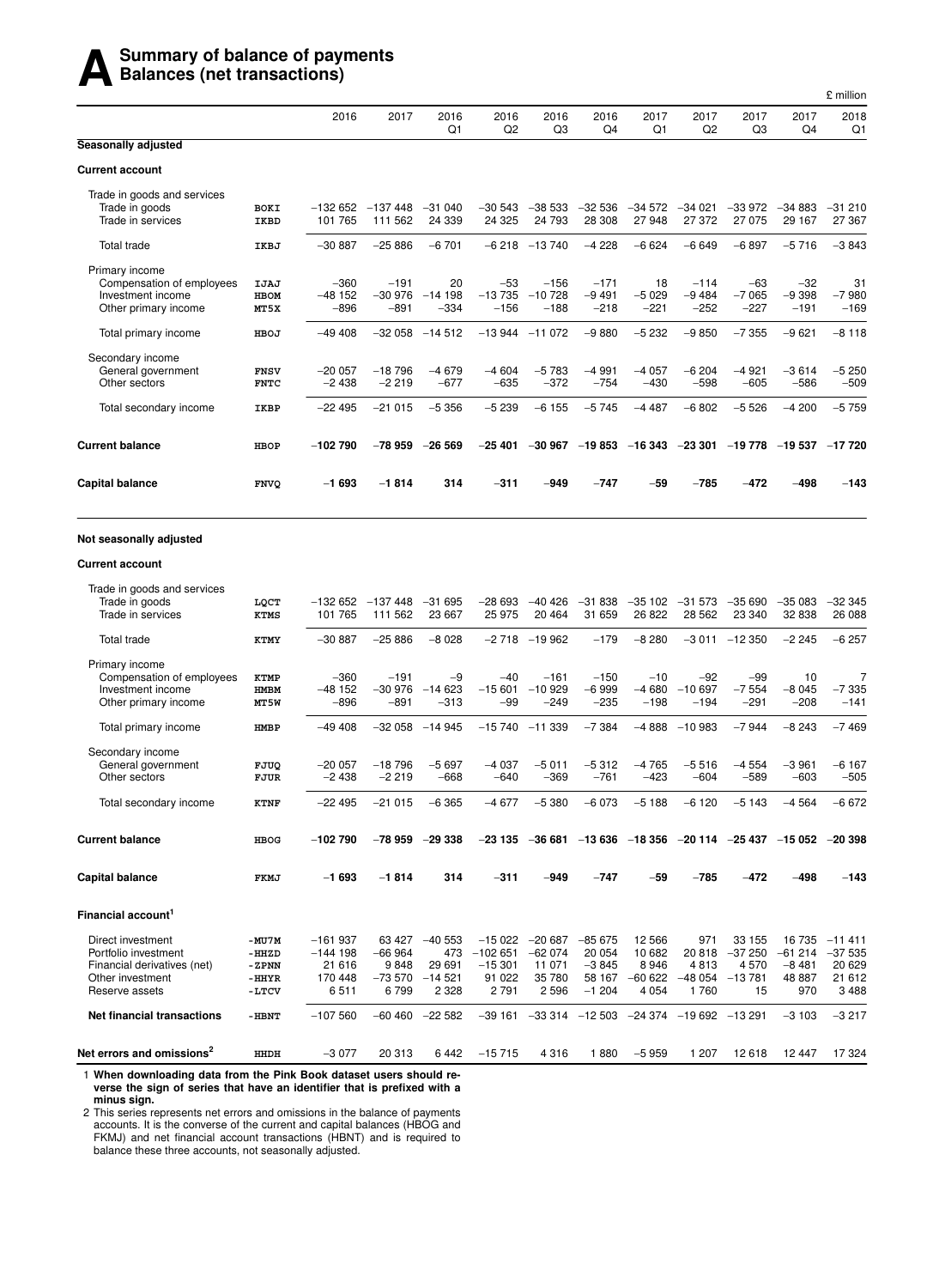# A Summary of balance of payments
## Balances (net transactions)

£ million

| | | 2016 | 2017 | 2016 Q1 | 2016 Q2 | 2016 Q3 | 2016 Q4 | 2017 Q1 | 2017 Q2 | 2017 Q3 | 2017 Q4 | 2018 Q1 |
|---|---|---|---|---|---|---|---|---|---|---|---|---|
| **Seasonally adjusted** | | | | | | | | | | | | |
| **Current account** | | | | | | | | | | | | |
| Trade in goods and services | | | | | | | | | | | | |
| Trade in goods | BOKI | –132 652 | –137 448 | –31 040 | –30 543 | –38 533 | –32 536 | –34 572 | –34 021 | –33 972 | –34 883 | –31 210 |
| Trade in services | IKBD | 101 765 | 111 562 | 24 339 | 24 325 | 24 793 | 28 308 | 27 948 | 27 372 | 27 075 | 29 167 | 27 367 |
| Total trade | IKBJ | –30 887 | –25 886 | –6 701 | –6 218 | –13 740 | –4 228 | –6 624 | –6 649 | –6 897 | –5 716 | –3 843 |
| Primary income | | | | | | | | | | | | |
| Compensation of employees | IJAJ | –360 | –191 | 20 | –53 | –156 | –171 | 18 | –114 | –63 | –32 | 31 |
| Investment income | HBOM | –48 152 | –30 976 | –14 198 | –13 735 | –10 728 | –9 491 | –5 029 | –9 484 | –7 065 | –9 398 | –7 980 |
| Other primary income | MT5X | –896 | –891 | –334 | –156 | –188 | –218 | –221 | –252 | –227 | –191 | –169 |
| Total primary income | HBOJ | –49 408 | –32 058 | –14 512 | –13 944 | –11 072 | –9 880 | –5 232 | –9 850 | –7 355 | –9 621 | –8 118 |
| Secondary income | | | | | | | | | | | | |
| General government | FNSV | –20 057 | –18 796 | –4 679 | –4 604 | –5 783 | –4 991 | –4 057 | –6 204 | –4 921 | –3 614 | –5 250 |
| Other sectors | FNTC | –2 438 | –2 219 | –677 | –635 | –372 | –754 | –430 | –598 | –605 | –586 | –509 |
| Total secondary income | IKBP | –22 495 | –21 015 | –5 356 | –5 239 | –6 155 | –5 745 | –4 487 | –6 802 | –5 526 | –4 200 | –5 759 |
| **Current balance** | HBOP | **–102 790** | **–78 959** | **–26 569** | **–25 401** | **–30 967** | **–19 853** | **–16 343** | **–23 301** | **–19 778** | **–19 537** | **–17 720** |
| **Capital balance** | FNVQ | **–1 693** | **–1 814** | **314** | **–311** | **–949** | **–747** | **–59** | **–785** | **–472** | **–498** | **–143** |
| **Not seasonally adjusted** | | | | | | | | | | | | |
| **Current account** | | | | | | | | | | | | |
| Trade in goods and services | | | | | | | | | | | | |
| Trade in goods | LQCT | –132 652 | –137 448 | –31 695 | –28 693 | –40 426 | –31 838 | –35 102 | –31 573 | –35 690 | –35 083 | –32 345 |
| Trade in services | KTMS | 101 765 | 111 562 | 23 667 | 25 975 | 20 464 | 31 659 | 26 822 | 28 562 | 23 340 | 32 838 | 26 088 |
| Total trade | KTMY | –30 887 | –25 886 | –8 028 | –2 718 | –19 962 | –179 | –8 280 | –3 011 | –12 350 | –2 245 | –6 257 |
| Primary income | | | | | | | | | | | | |
| Compensation of employees | KTMP | –360 | –191 | –9 | –40 | –161 | –150 | –10 | –92 | –99 | 10 | 7 |
| Investment income | HMBM | –48 152 | –30 976 | –14 623 | –15 601 | –10 929 | –6 999 | –4 680 | –10 697 | –7 554 | –8 045 | –7 335 |
| Other primary income | MT5W | –896 | –891 | –313 | –99 | –249 | –235 | –198 | –194 | –291 | –208 | –141 |
| Total primary income | HMBP | –49 408 | –32 058 | –14 945 | –15 740 | –11 339 | –7 384 | –4 888 | –10 983 | –7 944 | –8 243 | –7 469 |
| Secondary income | | | | | | | | | | | | |
| General government | FJUQ | –20 057 | –18 796 | –5 697 | –4 037 | –5 011 | –5 312 | –4 765 | –5 516 | –4 554 | –3 961 | –6 167 |
| Other sectors | FJUR | –2 438 | –2 219 | –668 | –640 | –369 | –761 | –423 | –604 | –589 | –603 | –505 |
| Total secondary income | KTNF | –22 495 | –21 015 | –6 365 | –4 677 | –5 380 | –6 073 | –5 188 | –6 120 | –5 143 | –4 564 | –6 672 |
| **Current balance** | HBOG | **–102 790** | **–78 959** | **–29 338** | **–23 135** | **–36 681** | **–13 636** | **–18 356** | **–20 114** | **–25 437** | **–15 052** | **–20 398** |
| **Capital balance** | FKMJ | **–1 693** | **–1 814** | **314** | **–311** | **–949** | **–747** | **–59** | **–785** | **–472** | **–498** | **–143** |
| **Financial account[1]** | | | | | | | | | | | | |
| Direct investment | -MU7M | –161 937 | 63 427 | –40 553 | –15 022 | –20 687 | –85 675 | 12 566 | 971 | 33 155 | 16 735 | –11 411 |
| Portfolio investment | -HHZD | –144 198 | –66 964 | 473 | –102 651 | –62 074 | 20 054 | 10 682 | 20 818 | –37 250 | –61 214 | –37 535 |
| Financial derivatives (net) | -ZPNN | 21 616 | 9 848 | 29 691 | –15 301 | 11 071 | –3 845 | 8 946 | 4 813 | 4 570 | –8 481 | 20 629 |
| Other investment | -HHYR | 170 448 | –73 570 | –14 521 | 91 022 | 35 780 | 58 167 | –60 622 | –48 054 | –13 781 | 48 887 | 21 612 |
| Reserve assets | -LTCV | 6 511 | 6 799 | 2 328 | 2 791 | 2 596 | –1 204 | 4 054 | 1 760 | 15 | 970 | 3 488 |
| **Net financial transactions** | -HBNT | –107 560 | –60 460 | –22 582 | –39 161 | –33 314 | –12 503 | –24 374 | –19 692 | –13 291 | –3 103 | –3 217 |
| **Net errors and omissions[2]** | HHDH | –3 077 | 20 313 | 6 442 | –15 715 | 4 316 | 1 880 | –5 959 | 1 207 | 12 618 | 12 447 | 17 324 |

1 **When downloading data from the Pink Book dataset users should reverse the sign of series that have an identifier that is prefixed with a minus sign.**

2 This series represents net errors and omissions in the balance of payments accounts. It is the converse of the current and capital balances (HBOG and FKMJ) and net financial account transactions (HBNT) and is required to balance these three accounts, not seasonally adjusted.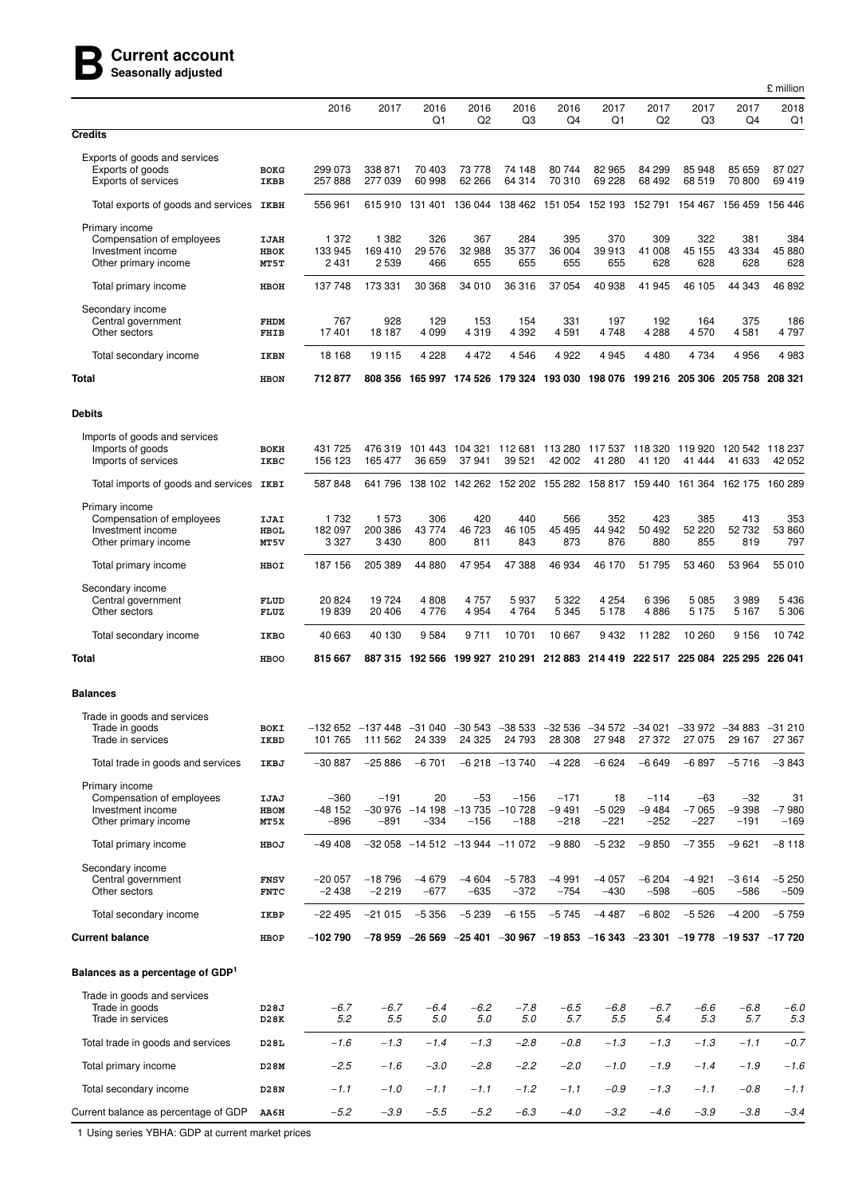# B Current account

**Seasonally adjusted**

£ million

| | | 2016 | 2017 | 2016 Q1 | 2016 Q2 | 2016 Q3 | 2016 Q4 | 2017 Q1 | 2017 Q2 | 2017 Q3 | 2017 Q4 | 2018 Q1 |
|---|---|---|---|---|---|---|---|---|---|---|---|---|
| **Credits** | | | | | | | | | | | | |
| Exports of goods and services | | | | | | | | | | | | |
| Exports of goods | BOKG | 299 073 | 338 871 | 70 403 | 73 778 | 74 148 | 80 744 | 82 965 | 84 299 | 85 948 | 85 659 | 87 027 |
| Exports of services | IKBB | 257 888 | 277 039 | 60 998 | 62 266 | 64 314 | 70 310 | 69 228 | 68 492 | 68 519 | 70 800 | 69 419 |
| Total exports of goods and services | IKBH | 556 961 | 615 910 | 131 401 | 136 044 | 138 462 | 151 054 | 152 193 | 152 791 | 154 467 | 156 459 | 156 446 |
| Primary income | | | | | | | | | | | | |
| Compensation of employees | IJAH | 1 372 | 1 382 | 326 | 367 | 284 | 395 | 370 | 309 | 322 | 381 | 384 |
| Investment income | HBOK | 133 945 | 169 410 | 29 576 | 32 988 | 35 377 | 36 004 | 39 913 | 41 008 | 45 155 | 43 334 | 45 880 |
| Other primary income | MT5T | 2 431 | 2 539 | 466 | 655 | 655 | 655 | 655 | 628 | 628 | 628 | 628 |
| Total primary income | HBOH | 137 748 | 173 331 | 30 368 | 34 010 | 36 316 | 37 054 | 40 938 | 41 945 | 46 105 | 44 343 | 46 892 |
| Secondary income | | | | | | | | | | | | |
| Central government | FHDM | 767 | 928 | 129 | 153 | 154 | 331 | 197 | 192 | 164 | 375 | 186 |
| Other sectors | FHIB | 17 401 | 18 187 | 4 099 | 4 319 | 4 392 | 4 591 | 4 748 | 4 288 | 4 570 | 4 581 | 4 797 |
| Total secondary income | IKBN | 18 168 | 19 115 | 4 228 | 4 472 | 4 546 | 4 922 | 4 945 | 4 480 | 4 734 | 4 956 | 4 983 |
| **Total** | HBON | **712 877** | **808 356** | **165 997** | **174 526** | **179 324** | **193 030** | **198 076** | **199 216** | **205 306** | **205 758** | **208 321** |
| **Debits** | | | | | | | | | | | | |
| Imports of goods and services | | | | | | | | | | | | |
| Imports of goods | BOKH | 431 725 | 476 319 | 101 443 | 104 321 | 112 681 | 113 280 | 117 537 | 118 320 | 119 920 | 120 542 | 118 237 |
| Imports of services | IKBC | 156 123 | 165 477 | 36 659 | 37 941 | 39 521 | 42 002 | 41 280 | 41 120 | 41 444 | 41 633 | 42 052 |
| Total imports of goods and services | IKBI | 587 848 | 641 796 | 138 102 | 142 262 | 152 202 | 155 282 | 158 817 | 159 440 | 161 364 | 162 175 | 160 289 |
| Primary income | | | | | | | | | | | | |
| Compensation of employees | IJAI | 1 732 | 1 573 | 306 | 420 | 440 | 566 | 352 | 423 | 385 | 413 | 353 |
| Investment income | HBOL | 182 097 | 200 386 | 43 774 | 46 723 | 46 105 | 45 495 | 44 942 | 50 492 | 52 220 | 52 732 | 53 860 |
| Other primary income | MT5V | 3 327 | 3 430 | 800 | 811 | 843 | 873 | 876 | 880 | 855 | 819 | 797 |
| Total primary income | HBOI | 187 156 | 205 389 | 44 880 | 47 954 | 47 388 | 46 934 | 46 170 | 51 795 | 53 460 | 53 964 | 55 010 |
| Secondary income | | | | | | | | | | | | |
| Central government | FLUD | 20 824 | 19 724 | 4 808 | 4 757 | 5 937 | 5 322 | 4 254 | 6 396 | 5 085 | 3 989 | 5 436 |
| Other sectors | FLUZ | 19 839 | 20 406 | 4 776 | 4 954 | 4 764 | 5 345 | 5 178 | 4 886 | 5 175 | 5 167 | 5 306 |
| Total secondary income | IKBO | 40 663 | 40 130 | 9 584 | 9 711 | 10 701 | 10 667 | 9 432 | 11 282 | 10 260 | 9 156 | 10 742 |
| **Total** | HBOO | **815 667** | **887 315** | **192 566** | **199 927** | **210 291** | **212 883** | **214 419** | **222 517** | **225 084** | **225 295** | **226 041** |
| **Balances** | | | | | | | | | | | | |
| Trade in goods and services | | | | | | | | | | | | |
| Trade in goods | BOKI | −132 652 | −137 448 | −31 040 | −30 543 | −38 533 | −32 536 | −34 572 | −34 021 | −33 972 | −34 883 | −31 210 |
| Trade in services | IKBD | 101 765 | 111 562 | 24 339 | 24 325 | 24 793 | 28 308 | 27 948 | 27 372 | 27 075 | 29 167 | 27 367 |
| Total trade in goods and services | IKBJ | −30 887 | −25 886 | −6 701 | −6 218 | −13 740 | −4 228 | −6 624 | −6 649 | −6 897 | −5 716 | −3 843 |
| Primary income | | | | | | | | | | | | |
| Compensation of employees | IJAJ | −360 | −191 | 20 | −53 | −156 | −171 | 18 | −114 | −63 | −32 | 31 |
| Investment income | HBOM | −48 152 | −30 976 | −14 198 | −13 735 | −10 728 | −9 491 | −5 029 | −9 484 | −7 065 | −9 398 | −7 980 |
| Other primary income | MT5X | −896 | −891 | −334 | −156 | −188 | −218 | −221 | −252 | −227 | −191 | −169 |
| Total primary income | HBOJ | −49 408 | −32 058 | −14 512 | −13 944 | −11 072 | −9 880 | −5 232 | −9 850 | −7 355 | −9 621 | −8 118 |
| Secondary income | | | | | | | | | | | | |
| Central government | FNSV | −20 057 | −18 796 | −4 679 | −4 604 | −5 783 | −4 991 | −4 057 | −6 204 | −4 921 | −3 614 | −5 250 |
| Other sectors | FNTC | −2 438 | −2 219 | −677 | −635 | −372 | −754 | −430 | −598 | −605 | −586 | −509 |
| Total secondary income | IKBP | −22 495 | −21 015 | −5 356 | −5 239 | −6 155 | −5 745 | −4 487 | −6 802 | −5 526 | −4 200 | −5 759 |
| **Current balance** | HBOP | **−102 790** | **−78 959** | **−26 569** | **−25 401** | **−30 967** | **−19 853** | **−16 343** | **−23 301** | **−19 778** | **−19 537** | **−17 720** |
| **Balances as a percentage of GDP[1]** | | | | | | | | | | | | |
| Trade in goods and services | | | | | | | | | | | | |
| Trade in goods | D28J | *−6.7* | *−6.7* | *−6.4* | *−6.2* | *−7.8* | *−6.5* | *−6.8* | *−6.7* | *−6.6* | *−6.8* | *−6.0* |
| Trade in services | D28K | *5.2* | *5.5* | *5.0* | *5.0* | *5.0* | *5.7* | *5.5* | *5.4* | *5.3* | *5.7* | *5.3* |
| Total trade in goods and services | D28L | *−1.6* | *−1.3* | *−1.4* | *−1.3* | *−2.8* | *−0.8* | *−1.3* | *−1.3* | *−1.3* | *−1.1* | *−0.7* |
| Total primary income | D28M | *−2.5* | *−1.6* | *−3.0* | *−2.8* | *−2.2* | *−2.0* | *−1.0* | *−1.9* | *−1.4* | *−1.9* | *−1.6* |
| Total secondary income | D28N | *−1.1* | *−1.0* | *−1.1* | *−1.1* | *−1.2* | *−1.1* | *−0.9* | *−1.3* | *−1.1* | *−0.8* | *−1.1* |
| Current balance as percentage of GDP | AA6H | *−5.2* | *−3.9* | *−5.5* | *−5.2* | *−6.3* | *−4.0* | *−3.2* | *−4.6* | *−3.9* | *−3.8* | *−3.4* |

1 Using series YBHA: GDP at current market prices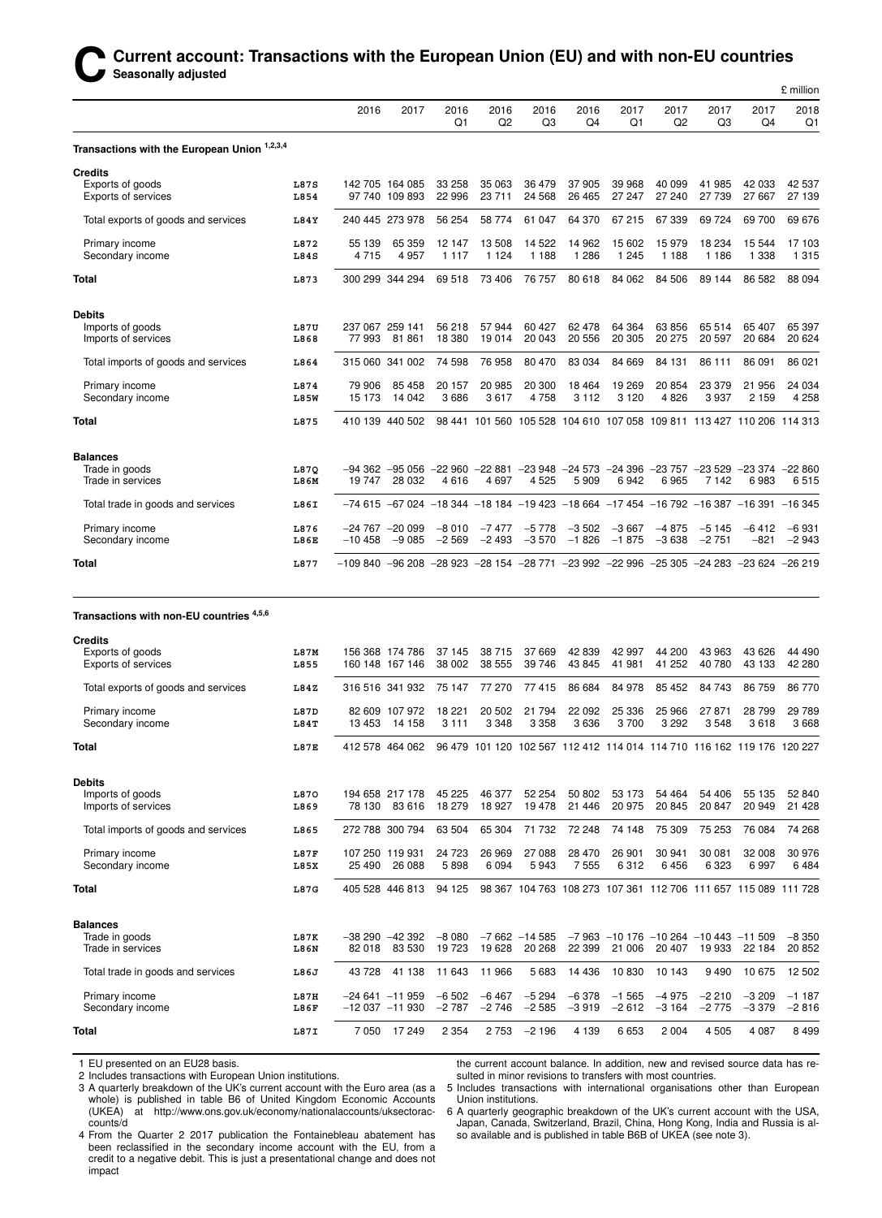# C Current account: Transactions with the European Union (EU) and with non-EU countries

**Seasonally adjusted**

£ million

| | | 2016 | 2017 | 2016 Q1 | 2016 Q2 | 2016 Q3 | 2016 Q4 | 2017 Q1 | 2017 Q2 | 2017 Q3 | 2017 Q4 | 2018 Q1 |
|---|---|---|---|---|---|---|---|---|---|---|---|---|
| **Transactions with the European Union [1,2,3,4]** | | | | | | | | | | | | |
| **Credits** | | | | | | | | | | | | |
| Exports of goods | L87S | 142 705 | 164 085 | 33 258 | 35 063 | 36 479 | 37 905 | 39 968 | 40 099 | 41 985 | 42 033 | 42 537 |
| Exports of services | L854 | 97 740 | 109 893 | 22 996 | 23 711 | 24 568 | 26 465 | 27 247 | 27 240 | 27 739 | 27 667 | 27 139 |
| Total exports of goods and services | L84Y | 240 445 | 273 978 | 56 254 | 58 774 | 61 047 | 64 370 | 67 215 | 67 339 | 69 724 | 69 700 | 69 676 |
| Primary income | L872 | 55 139 | 65 359 | 12 147 | 13 508 | 14 522 | 14 962 | 15 602 | 15 979 | 18 234 | 15 544 | 17 103 |
| Secondary income | L84S | 4 715 | 4 957 | 1 117 | 1 124 | 1 188 | 1 286 | 1 245 | 1 188 | 1 186 | 1 338 | 1 315 |
| **Total** | L873 | 300 299 | 344 294 | 69 518 | 73 406 | 76 757 | 80 618 | 84 062 | 84 506 | 89 144 | 86 582 | 88 094 |
| **Debits** | | | | | | | | | | | | |
| Imports of goods | L87U | 237 067 | 259 141 | 56 218 | 57 944 | 60 427 | 62 478 | 64 364 | 63 856 | 65 514 | 65 407 | 65 397 |
| Imports of services | L868 | 77 993 | 81 861 | 18 380 | 19 014 | 20 043 | 20 556 | 20 305 | 20 275 | 20 597 | 20 684 | 20 624 |
| Total imports of goods and services | L864 | 315 060 | 341 002 | 74 598 | 76 958 | 80 470 | 83 034 | 84 669 | 84 131 | 86 111 | 86 091 | 86 021 |
| Primary income | L874 | 79 906 | 85 458 | 20 157 | 20 985 | 20 300 | 18 464 | 19 269 | 20 854 | 23 379 | 21 956 | 24 034 |
| Secondary income | L85W | 15 173 | 14 042 | 3 686 | 3 617 | 4 758 | 3 112 | 3 120 | 4 826 | 3 937 | 2 159 | 4 258 |
| **Total** | L875 | 410 139 | 440 502 | 98 441 | 101 560 | 105 528 | 104 610 | 107 058 | 109 811 | 113 427 | 110 206 | 114 313 |
| **Balances** | | | | | | | | | | | | |
| Trade in goods | L87Q | –94 362 | –95 056 | –22 960 | –22 881 | –23 948 | –24 573 | –24 396 | –23 757 | –23 529 | –23 374 | –22 860 |
| Trade in services | L86M | 19 747 | 28 032 | 4 616 | 4 697 | 4 525 | 5 909 | 6 942 | 6 965 | 7 142 | 6 983 | 6 515 |
| Total trade in goods and services | L86I | –74 615 | –67 024 | –18 344 | –18 184 | –19 423 | –18 664 | –17 454 | –16 792 | –16 387 | –16 391 | –16 345 |
| Primary income | L876 | –24 767 | –20 099 | –8 010 | –7 477 | –5 778 | –3 502 | –3 667 | –4 875 | –5 145 | –6 412 | –6 931 |
| Secondary income | L86E | –10 458 | –9 085 | –2 569 | –2 493 | –3 570 | –1 826 | –1 875 | –3 638 | –2 751 | –821 | –2 943 |
| **Total** | L877 | –109 840 | –96 208 | –28 923 | –28 154 | –28 771 | –23 992 | –22 996 | –25 305 | –24 283 | –23 624 | –26 219 |
| **Transactions with non-EU countries [4,5,6]** | | | | | | | | | | | | |
| **Credits** | | | | | | | | | | | | |
| Exports of goods | L87M | 156 368 | 174 786 | 37 145 | 38 715 | 37 669 | 42 839 | 42 997 | 44 200 | 43 963 | 43 626 | 44 490 |
| Exports of services | L855 | 160 148 | 167 146 | 38 002 | 38 555 | 39 746 | 43 845 | 41 981 | 41 252 | 40 780 | 43 133 | 42 280 |
| Total exports of goods and services | L84Z | 316 516 | 341 932 | 75 147 | 77 270 | 77 415 | 86 684 | 84 978 | 85 452 | 84 743 | 86 759 | 86 770 |
| Primary income | L87D | 82 609 | 107 972 | 18 221 | 20 502 | 21 794 | 22 092 | 25 336 | 25 966 | 27 871 | 28 799 | 29 789 |
| Secondary income | L84T | 13 453 | 14 158 | 3 111 | 3 348 | 3 358 | 3 636 | 3 700 | 3 292 | 3 548 | 3 618 | 3 668 |
| **Total** | L87E | 412 578 | 464 062 | 96 479 | 101 120 | 102 567 | 112 412 | 114 014 | 114 710 | 116 162 | 119 176 | 120 227 |
| **Debits** | | | | | | | | | | | | |
| Imports of goods | L87O | 194 658 | 217 178 | 45 225 | 46 377 | 52 254 | 50 802 | 53 173 | 54 464 | 54 406 | 55 135 | 52 840 |
| Imports of services | L869 | 78 130 | 83 616 | 18 279 | 18 927 | 19 478 | 21 446 | 20 975 | 20 845 | 20 847 | 20 949 | 21 428 |
| Total imports of goods and services | L865 | 272 788 | 300 794 | 63 504 | 65 304 | 71 732 | 72 248 | 74 148 | 75 309 | 75 253 | 76 084 | 74 268 |
| Primary income | L87F | 107 250 | 119 931 | 24 723 | 26 969 | 27 088 | 28 470 | 26 901 | 30 941 | 30 081 | 32 008 | 30 976 |
| Secondary income | L85X | 25 490 | 26 088 | 5 898 | 6 094 | 5 943 | 7 555 | 6 312 | 6 456 | 6 323 | 6 997 | 6 484 |
| **Total** | L87G | 405 528 | 446 813 | 94 125 | 98 367 | 104 763 | 108 273 | 107 361 | 112 706 | 111 657 | 115 089 | 111 728 |
| **Balances** | | | | | | | | | | | | |
| Trade in goods | L87K | –38 290 | –42 392 | –8 080 | –7 662 | –14 585 | –7 963 | –10 176 | –10 264 | –10 443 | –11 509 | –8 350 |
| Trade in services | L86N | 82 018 | 83 530 | 19 723 | 19 628 | 20 268 | 22 399 | 21 006 | 20 407 | 19 933 | 22 184 | 20 852 |
| Total trade in goods and services | L86J | 43 728 | 41 138 | 11 643 | 11 966 | 5 683 | 14 436 | 10 830 | 10 143 | 9 490 | 10 675 | 12 502 |
| Primary income | L87H | –24 641 | –11 959 | –6 502 | –6 467 | –5 294 | –6 378 | –1 565 | –4 975 | –2 210 | –3 209 | –1 187 |
| Secondary income | L86F | –12 037 | –11 930 | –2 787 | –2 746 | –2 585 | –3 919 | –2 612 | –3 164 | –2 775 | –3 379 | –2 816 |
| **Total** | L87I | 7 050 | 17 249 | 2 354 | 2 753 | –2 196 | 4 139 | 6 653 | 2 004 | 4 505 | 4 087 | 8 499 |

1 EU presented on an EU28 basis.

2 Includes transactions with European Union institutions.

3 A quarterly breakdown of the UK's current account with the Euro area (as a whole) is published in table B6 of United Kingdom Economic Accounts (UKEA) at http://www.ons.gov.uk/economy/nationalaccounts/uksectoraccounts/d

4 From the Quarter 2 2017 publication the Fontainebleau abatement has been reclassified in the secondary income account with the EU, from a credit to a negative debit. This is just a presentational change and does not impact the current account balance. In addition, new and revised source data has resulted in minor revisions to transfers with most countries.

5 Includes transactions with international organisations other than European Union institutions.

6 A quarterly geographic breakdown of the UK's current account with the USA, Japan, Canada, Switzerland, Brazil, China, Hong Kong, India and Russia is also available and is published in table B6B of UKEA (see note 3).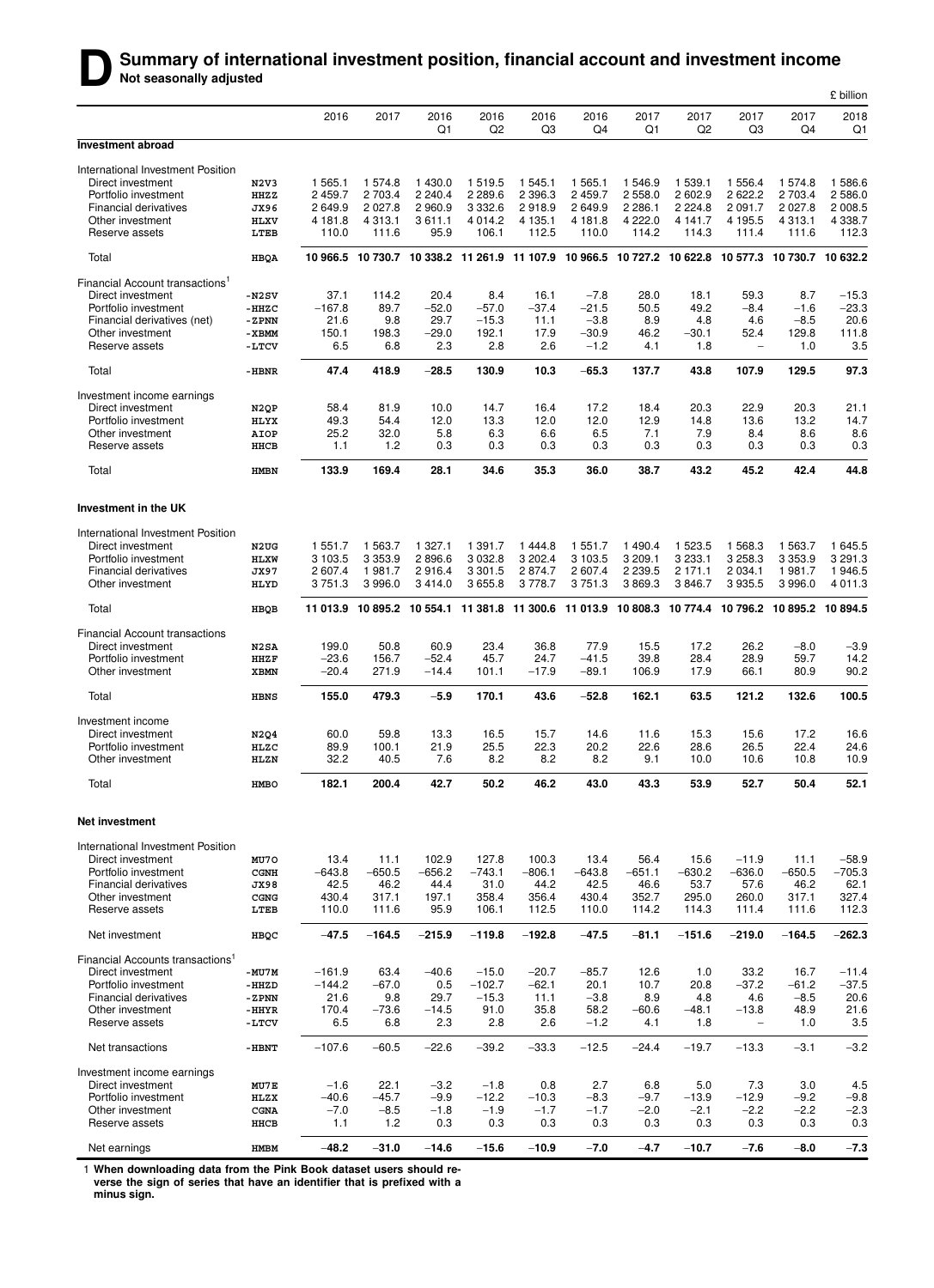# D Summary of international investment position, financial account and investment income

**Not seasonally adjusted**

£ billion

| | | 2016 | 2017 | 2016 Q1 | 2016 Q2 | 2016 Q3 | 2016 Q4 | 2017 Q1 | 2017 Q2 | 2017 Q3 | 2017 Q4 | 2018 Q1 |
|---|---|---|---|---|---|---|---|---|---|---|---|---|
| **Investment abroad** | | | | | | | | | | | | |
| International Investment Position | | | | | | | | | | | | |
| Direct investment | N2V3 | 1 565.1 | 1 574.8 | 1 430.0 | 1 519.5 | 1 545.1 | 1 565.1 | 1 546.9 | 1 539.1 | 1 556.4 | 1 574.8 | 1 586.6 |
| Portfolio investment | HHZZ | 2 459.7 | 2 703.4 | 2 240.4 | 2 289.6 | 2 396.3 | 2 459.7 | 2 558.0 | 2 602.9 | 2 622.2 | 2 703.4 | 2 586.0 |
| Financial derivatives | JX96 | 2 649.9 | 2 027.8 | 2 960.9 | 3 332.6 | 2 918.9 | 2 649.9 | 2 286.1 | 2 224.8 | 2 091.7 | 2 027.8 | 2 008.5 |
| Other investment | HLXV | 4 181.8 | 4 313.1 | 3 611.1 | 4 014.2 | 4 135.1 | 4 181.8 | 4 222.0 | 4 141.7 | 4 195.5 | 4 313.1 | 4 338.7 |
| Reserve assets | LTEB | 110.0 | 111.6 | 95.9 | 106.1 | 112.5 | 110.0 | 114.2 | 114.3 | 111.4 | 111.6 | 112.3 |
| Total | HBQA | **10 966.5** | **10 730.7** | **10 338.2** | **11 261.9** | **11 107.9** | **10 966.5** | **10 727.2** | **10 622.8** | **10 577.3** | **10 730.7** | **10 632.2** |
| Financial Account transactions[1] | | | | | | | | | | | | |
| Direct investment | -N2SV | 37.1 | 114.2 | 20.4 | 8.4 | 16.1 | −7.8 | 28.0 | 18.1 | 59.3 | 8.7 | −15.3 |
| Portfolio investment | -HHZC | −167.8 | 89.7 | −52.0 | −57.0 | −37.4 | −21.5 | 50.5 | 49.2 | −8.4 | −1.6 | −23.3 |
| Financial derivatives (net) | -ZPNN | 21.6 | 9.8 | 29.7 | −15.3 | 11.1 | −3.8 | 8.9 | 4.8 | 4.6 | −8.5 | 20.6 |
| Other investment | -XBMM | 150.1 | 198.3 | −29.0 | 192.1 | 17.9 | −30.9 | 46.2 | −30.1 | 52.4 | 129.8 | 111.8 |
| Reserve assets | -LTCV | 6.5 | 6.8 | 2.3 | 2.8 | 2.6 | −1.2 | 4.1 | 1.8 | – | 1.0 | 3.5 |
| Total | -HBNR | **47.4** | **418.9** | **−28.5** | **130.9** | **10.3** | **−65.3** | **137.7** | **43.8** | **107.9** | **129.5** | **97.3** |
| Investment income earnings | | | | | | | | | | | | |
| Direct investment | N2QP | 58.4 | 81.9 | 10.0 | 14.7 | 16.4 | 17.2 | 18.4 | 20.3 | 22.9 | 20.3 | 21.1 |
| Portfolio investment | HLYX | 49.3 | 54.4 | 12.0 | 13.3 | 12.0 | 12.0 | 12.9 | 14.8 | 13.6 | 13.2 | 14.7 |
| Other investment | AIOP | 25.2 | 32.0 | 5.8 | 6.3 | 6.6 | 6.5 | 7.1 | 7.9 | 8.4 | 8.6 | 8.6 |
| Reserve assets | HHCB | 1.1 | 1.2 | 0.3 | 0.3 | 0.3 | 0.3 | 0.3 | 0.3 | 0.3 | 0.3 | 0.3 |
| Total | HMBN | **133.9** | **169.4** | **28.1** | **34.6** | **35.3** | **36.0** | **38.7** | **43.2** | **45.2** | **42.4** | **44.8** |
| **Investment in the UK** | | | | | | | | | | | | |
| International Investment Position | | | | | | | | | | | | |
| Direct investment | N2UG | 1 551.7 | 1 563.7 | 1 327.1 | 1 391.7 | 1 444.8 | 1 551.7 | 1 490.4 | 1 523.5 | 1 568.3 | 1 563.7 | 1 645.5 |
| Portfolio investment | HLXW | 3 103.5 | 3 353.9 | 2 896.6 | 3 032.8 | 3 202.4 | 3 103.5 | 3 209.1 | 3 233.1 | 3 258.3 | 3 353.9 | 3 291.3 |
| Financial derivatives | JX97 | 2 607.4 | 1 981.7 | 2 916.4 | 3 301.5 | 2 874.7 | 2 607.4 | 2 239.5 | 2 171.1 | 2 034.1 | 1 981.7 | 1 946.5 |
| Other investment | HLYD | 3 751.3 | 3 996.0 | 3 414.0 | 3 655.8 | 3 778.7 | 3 751.3 | 3 869.3 | 3 846.7 | 3 935.5 | 3 996.0 | 4 011.3 |
| Total | HBQB | **11 013.9** | **10 895.2** | **10 554.1** | **11 381.8** | **11 300.6** | **11 013.9** | **10 808.3** | **10 774.4** | **10 796.2** | **10 895.2** | **10 894.5** |
| Financial Account transactions | | | | | | | | | | | | |
| Direct investment | N2SA | 199.0 | 50.8 | 60.9 | 23.4 | 36.8 | 77.9 | 15.5 | 17.2 | 26.2 | −8.0 | −3.9 |
| Portfolio investment | HHZF | −23.6 | 156.7 | −52.4 | 45.7 | 24.7 | −41.5 | 39.8 | 28.4 | 28.9 | 59.7 | 14.2 |
| Other investment | XBMN | −20.4 | 271.9 | −14.4 | 101.1 | −17.9 | −89.1 | 106.9 | 17.9 | 66.1 | 80.9 | 90.2 |
| Total | HBNS | **155.0** | **479.3** | **−5.9** | **170.1** | **43.6** | **−52.8** | **162.1** | **63.5** | **121.2** | **132.6** | **100.5** |
| Investment income | | | | | | | | | | | | |
| Direct investment | N2Q4 | 60.0 | 59.8 | 13.3 | 16.5 | 15.7 | 14.6 | 11.6 | 15.3 | 15.6 | 17.2 | 16.6 |
| Portfolio investment | HLZC | 89.9 | 100.1 | 21.9 | 25.5 | 22.3 | 20.2 | 22.6 | 28.6 | 26.5 | 22.4 | 24.6 |
| Other investment | HLZN | 32.2 | 40.5 | 7.6 | 8.2 | 8.2 | 8.2 | 9.1 | 10.0 | 10.6 | 10.8 | 10.9 |
| Total | HMBO | **182.1** | **200.4** | **42.7** | **50.2** | **46.2** | **43.0** | **43.3** | **53.9** | **52.7** | **50.4** | **52.1** |
| **Net investment** | | | | | | | | | | | | |
| International Investment Position | | | | | | | | | | | | |
| Direct investment | MU7O | 13.4 | 11.1 | 102.9 | 127.8 | 100.3 | 13.4 | 56.4 | 15.6 | −11.9 | 11.1 | −58.9 |
| Portfolio investment | CGNH | −643.8 | −650.5 | −656.2 | −743.1 | −806.1 | −643.8 | −651.1 | −630.2 | −636.0 | −650.5 | −705.3 |
| Financial derivatives | JX98 | 42.5 | 46.2 | 44.4 | 31.0 | 44.2 | 42.5 | 46.6 | 53.7 | 57.6 | 46.2 | 62.1 |
| Other investment | CGNG | 430.4 | 317.1 | 197.1 | 358.4 | 356.4 | 430.4 | 352.7 | 295.0 | 260.0 | 317.1 | 327.4 |
| Reserve assets | LTEB | 110.0 | 111.6 | 95.9 | 106.1 | 112.5 | 110.0 | 114.2 | 114.3 | 111.4 | 111.6 | 112.3 |
| Net investment | HBQC | **−47.5** | **−164.5** | **−215.9** | **−119.8** | **−192.8** | **−47.5** | **−81.1** | **−151.6** | **−219.0** | **−164.5** | **−262.3** |
| Financial Accounts transactions[1] | | | | | | | | | | | | |
| Direct investment | -MU7M | −161.9 | 63.4 | −40.6 | −15.0 | −20.7 | −85.7 | 12.6 | 1.0 | 33.2 | 16.7 | −11.4 |
| Portfolio investment | -HHZD | −144.2 | −67.0 | 0.5 | −102.7 | −62.1 | 20.1 | 10.7 | 20.8 | −37.2 | −61.2 | −37.5 |
| Financial derivatives | -ZPNN | 21.6 | 9.8 | 29.7 | −15.3 | 11.1 | −3.8 | 8.9 | 4.8 | 4.6 | −8.5 | 20.6 |
| Other investment | -HHYR | 170.4 | −73.6 | −14.5 | 91.0 | 35.8 | 58.2 | −60.6 | −48.1 | −13.8 | 48.9 | 21.6 |
| Reserve assets | -LTCV | 6.5 | 6.8 | 2.3 | 2.8 | 2.6 | −1.2 | 4.1 | 1.8 | – | 1.0 | 3.5 |
| Net transactions | -HBNT | −107.6 | −60.5 | −22.6 | −39.2 | −33.3 | −12.5 | −24.4 | −19.7 | −13.3 | −3.1 | −3.2 |
| Investment income earnings | | | | | | | | | | | | |
| Direct investment | MU7E | −1.6 | 22.1 | −3.2 | −1.8 | 0.8 | 2.7 | 6.8 | 5.0 | 7.3 | 3.0 | 4.5 |
| Portfolio investment | HLZX | −40.6 | −45.7 | −9.9 | −12.2 | −10.3 | −8.3 | −9.7 | −13.9 | −12.9 | −9.2 | −9.8 |
| Other investment | CGNA | −7.0 | −8.5 | −1.8 | −1.9 | −1.7 | −1.7 | −2.0 | −2.1 | −2.2 | −2.2 | −2.3 |
| Reserve assets | HHCB | 1.1 | 1.2 | 0.3 | 0.3 | 0.3 | 0.3 | 0.3 | 0.3 | 0.3 | 0.3 | 0.3 |
| Net earnings | HMBM | **−48.2** | **−31.0** | **−14.6** | **−15.6** | **−10.9** | **−7.0** | **−4.7** | **−10.7** | **−7.6** | **−8.0** | **−7.3** |

1 **When downloading data from the Pink Book dataset users should reverse the sign of series that have an identifier that is prefixed with a minus sign.**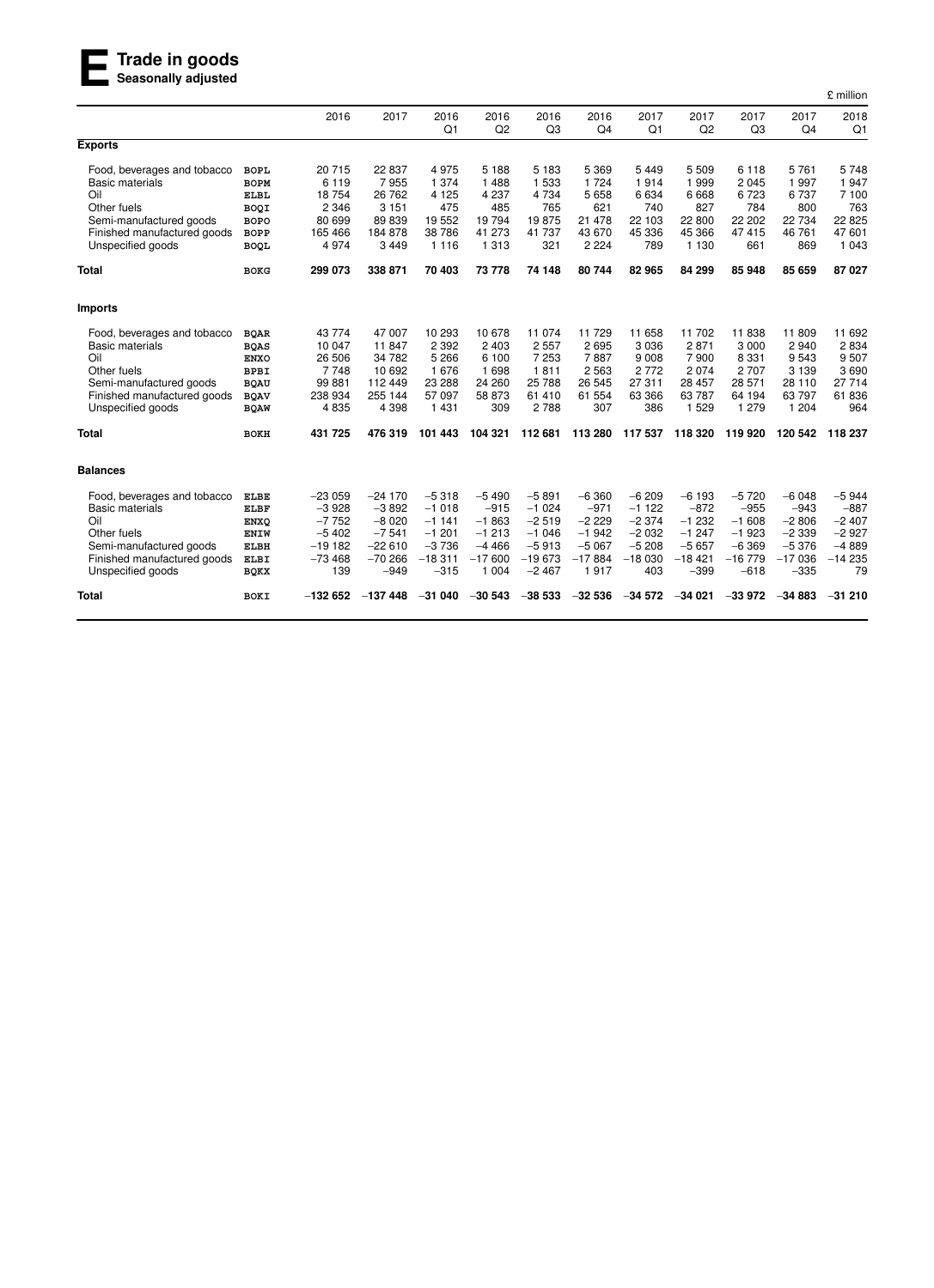# E Trade in goods

**Seasonally adjusted**

£ million

| | | 2016 | 2017 | 2016 Q1 | 2016 Q2 | 2016 Q3 | 2016 Q4 | 2017 Q1 | 2017 Q2 | 2017 Q3 | 2017 Q4 | 2018 Q1 |
|---|---|---|---|---|---|---|---|---|---|---|---|---|
| **Exports** | | | | | | | | | | | | |
| Food, beverages and tobacco | BOPL | 20 715 | 22 837 | 4 975 | 5 188 | 5 183 | 5 369 | 5 449 | 5 509 | 6 118 | 5 761 | 5 748 |
| Basic materials | BOPM | 6 119 | 7 955 | 1 374 | 1 488 | 1 533 | 1 724 | 1 914 | 1 999 | 2 045 | 1 997 | 1 947 |
| Oil | ELBL | 18 754 | 26 762 | 4 125 | 4 237 | 4 734 | 5 658 | 6 634 | 6 668 | 6 723 | 6 737 | 7 100 |
| Other fuels | BOQI | 2 346 | 3 151 | 475 | 485 | 765 | 621 | 740 | 827 | 784 | 800 | 763 |
| Semi-manufactured goods | BOPO | 80 699 | 89 839 | 19 552 | 19 794 | 19 875 | 21 478 | 22 103 | 22 800 | 22 202 | 22 734 | 22 825 |
| Finished manufactured goods | BOPP | 165 466 | 184 878 | 38 786 | 41 273 | 41 737 | 43 670 | 45 336 | 45 366 | 47 415 | 46 761 | 47 601 |
| Unspecified goods | BOQL | 4 974 | 3 449 | 1 116 | 1 313 | 321 | 2 224 | 789 | 1 130 | 661 | 869 | 1 043 |
| **Total** | BOKG | **299 073** | **338 871** | **70 403** | **73 778** | **74 148** | **80 744** | **82 965** | **84 299** | **85 948** | **85 659** | **87 027** |
| **Imports** | | | | | | | | | | | | |
| Food, beverages and tobacco | BQAR | 43 774 | 47 007 | 10 293 | 10 678 | 11 074 | 11 729 | 11 658 | 11 702 | 11 838 | 11 809 | 11 692 |
| Basic materials | BQAS | 10 047 | 11 847 | 2 392 | 2 403 | 2 557 | 2 695 | 3 036 | 2 871 | 3 000 | 2 940 | 2 834 |
| Oil | ENXO | 26 506 | 34 782 | 5 266 | 6 100 | 7 253 | 7 887 | 9 008 | 7 900 | 8 331 | 9 543 | 9 507 |
| Other fuels | BPBI | 7 748 | 10 692 | 1 676 | 1 698 | 1 811 | 2 563 | 2 772 | 2 074 | 2 707 | 3 139 | 3 690 |
| Semi-manufactured goods | BQAU | 99 881 | 112 449 | 23 288 | 24 260 | 25 788 | 26 545 | 27 311 | 28 457 | 28 571 | 28 110 | 27 714 |
| Finished manufactured goods | BQAV | 238 934 | 255 144 | 57 097 | 58 873 | 61 410 | 61 554 | 63 366 | 63 787 | 64 194 | 63 797 | 61 836 |
| Unspecified goods | BQAW | 4 835 | 4 398 | 1 431 | 309 | 2 788 | 307 | 386 | 1 529 | 1 279 | 1 204 | 964 |
| **Total** | BOKH | **431 725** | **476 319** | **101 443** | **104 321** | **112 681** | **113 280** | **117 537** | **118 320** | **119 920** | **120 542** | **118 237** |
| **Balances** | | | | | | | | | | | | |
| Food, beverages and tobacco | ELBE | −23 059 | −24 170 | −5 318 | −5 490 | −5 891 | −6 360 | −6 209 | −6 193 | −5 720 | −6 048 | −5 944 |
| Basic materials | ELBF | −3 928 | −3 892 | −1 018 | −915 | −1 024 | −971 | −1 122 | −872 | −955 | −943 | −887 |
| Oil | ENXQ | −7 752 | −8 020 | −1 141 | −1 863 | −2 519 | −2 229 | −2 374 | −1 232 | −1 608 | −2 806 | −2 407 |
| Other fuels | ENIW | −5 402 | −7 541 | −1 201 | −1 213 | −1 046 | −1 942 | −2 032 | −1 247 | −1 923 | −2 339 | −2 927 |
| Semi-manufactured goods | ELBH | −19 182 | −22 610 | −3 736 | −4 466 | −5 913 | −5 067 | −5 208 | −5 657 | −6 369 | −5 376 | −4 889 |
| Finished manufactured goods | ELBI | −73 468 | −70 266 | −18 311 | −17 600 | −19 673 | −17 884 | −18 030 | −18 421 | −16 779 | −17 036 | −14 235 |
| Unspecified goods | BQKX | 139 | −949 | −315 | 1 004 | −2 467 | 1 917 | 403 | −399 | −618 | −335 | 79 |
| **Total** | BOKI | **−132 652** | **−137 448** | **−31 040** | **−30 543** | **−38 533** | **−32 536** | **−34 572** | **−34 021** | **−33 972** | **−34 883** | **−31 210** |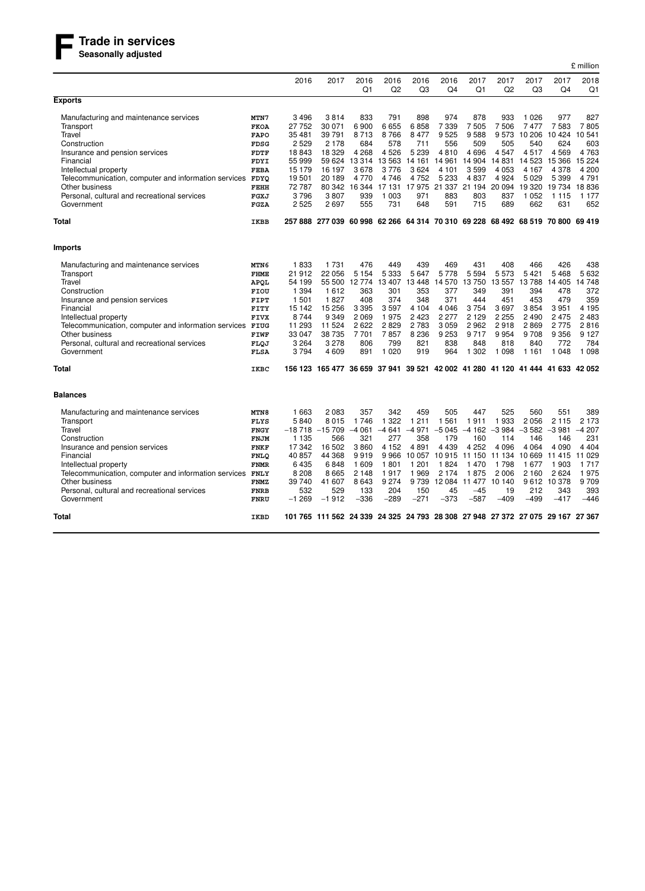# F Trade in services

**Seasonally adjusted**

£ million

| | | 2016 | 2017 | 2016 Q1 | 2016 Q2 | 2016 Q3 | 2016 Q4 | 2017 Q1 | 2017 Q2 | 2017 Q3 | 2017 Q4 | 2018 Q1 |
|---|---|---|---|---|---|---|---|---|---|---|---|---|
| **Exports** | | | | | | | | | | | | |
| Manufacturing and maintenance services | MTN7 | 3 496 | 3 814 | 833 | 791 | 898 | 974 | 878 | 933 | 1 026 | 977 | 827 |
| Transport | FKOA | 27 752 | 30 071 | 6 900 | 6 655 | 6 858 | 7 339 | 7 505 | 7 506 | 7 477 | 7 583 | 7 805 |
| Travel | FAPO | 35 481 | 39 791 | 8 713 | 8 766 | 8 477 | 9 525 | 9 588 | 9 573 | 10 206 | 10 424 | 10 541 |
| Construction | FDSG | 2 529 | 2 178 | 684 | 578 | 711 | 556 | 509 | 505 | 540 | 624 | 603 |
| Insurance and pension services | FDTF | 18 843 | 18 329 | 4 268 | 4 526 | 5 239 | 4 810 | 4 696 | 4 547 | 4 517 | 4 569 | 4 763 |
| Financial | FDYI | 55 999 | 59 624 | 13 314 | 13 563 | 14 161 | 14 961 | 14 904 | 14 831 | 14 523 | 15 366 | 15 224 |
| Intellectual property | FEBA | 15 179 | 16 197 | 3 678 | 3 776 | 3 624 | 4 101 | 3 599 | 4 053 | 4 167 | 4 378 | 4 200 |
| Telecommunication, computer and information services | FDYQ | 19 501 | 20 189 | 4 770 | 4 746 | 4 752 | 5 233 | 4 837 | 4 924 | 5 029 | 5 399 | 4 791 |
| Other business | FEHH | 72 787 | 80 342 | 16 344 | 17 131 | 17 975 | 21 337 | 21 194 | 20 094 | 19 320 | 19 734 | 18 836 |
| Personal, cultural and recreational services | FGXJ | 3 796 | 3 807 | 939 | 1 003 | 971 | 883 | 803 | 837 | 1 052 | 1 115 | 1 177 |
| Government | FGZA | 2 525 | 2 697 | 555 | 731 | 648 | 591 | 715 | 689 | 662 | 631 | 652 |
| **Total** | IKBB | **257 888** | **277 039** | **60 998** | **62 266** | **64 314** | **70 310** | **69 228** | **68 492** | **68 519** | **70 800** | **69 419** |
| **Imports** | | | | | | | | | | | | |
| Manufacturing and maintenance services | MTN6 | 1 833 | 1 731 | 476 | 449 | 439 | 469 | 431 | 408 | 466 | 426 | 438 |
| Transport | FHME | 21 912 | 22 056 | 5 154 | 5 333 | 5 647 | 5 778 | 5 594 | 5 573 | 5 421 | 5 468 | 5 632 |
| Travel | APQL | 54 199 | 55 500 | 12 774 | 13 407 | 13 448 | 14 570 | 13 750 | 13 557 | 13 788 | 14 405 | 14 748 |
| Construction | FIOU | 1 394 | 1 612 | 363 | 301 | 353 | 377 | 349 | 391 | 394 | 478 | 372 |
| Insurance and pension services | FIPT | 1 501 | 1 827 | 408 | 374 | 348 | 371 | 444 | 451 | 453 | 479 | 359 |
| Financial | FITY | 15 142 | 15 256 | 3 395 | 3 597 | 4 104 | 4 046 | 3 754 | 3 697 | 3 854 | 3 951 | 4 195 |
| Intellectual property | FIVX | 8 744 | 9 349 | 2 069 | 1 975 | 2 423 | 2 277 | 2 129 | 2 255 | 2 490 | 2 475 | 2 483 |
| Telecommunication, computer and information services | FIUG | 11 293 | 11 524 | 2 622 | 2 829 | 2 783 | 3 059 | 2 962 | 2 918 | 2 869 | 2 775 | 2 816 |
| Other business | FIWF | 33 047 | 38 735 | 7 701 | 7 857 | 8 236 | 9 253 | 9 717 | 9 954 | 9 708 | 9 356 | 9 127 |
| Personal, cultural and recreational services | FLQJ | 3 264 | 3 278 | 806 | 799 | 821 | 838 | 848 | 818 | 840 | 772 | 784 |
| Government | FLSA | 3 794 | 4 609 | 891 | 1 020 | 919 | 964 | 1 302 | 1 098 | 1 161 | 1 048 | 1 098 |
| **Total** | IKBC | **156 123** | **165 477** | **36 659** | **37 941** | **39 521** | **42 002** | **41 280** | **41 120** | **41 444** | **41 633** | **42 052** |
| **Balances** | | | | | | | | | | | | |
| Manufacturing and maintenance services | MTN8 | 1 663 | 2 083 | 357 | 342 | 459 | 505 | 447 | 525 | 560 | 551 | 389 |
| Transport | FLYS | 5 840 | 8 015 | 1 746 | 1 322 | 1 211 | 1 561 | 1 911 | 1 933 | 2 056 | 2 115 | 2 173 |
| Travel | FNGY | −18 718 | −15 709 | −4 061 | −4 641 | −4 971 | −5 045 | −4 162 | −3 984 | −3 582 | −3 981 | −4 207 |
| Construction | FNJM | 1 135 | 566 | 321 | 277 | 358 | 179 | 160 | 114 | 146 | 146 | 231 |
| Insurance and pension services | FNKF | 17 342 | 16 502 | 3 860 | 4 152 | 4 891 | 4 439 | 4 252 | 4 096 | 4 064 | 4 090 | 4 404 |
| Financial | FNLQ | 40 857 | 44 368 | 9 919 | 9 966 | 10 057 | 10 915 | 11 150 | 11 134 | 10 669 | 11 415 | 11 029 |
| Intellectual property | FNMR | 6 435 | 6 848 | 1 609 | 1 801 | 1 201 | 1 824 | 1 470 | 1 798 | 1 677 | 1 903 | 1 717 |
| Telecommunication, computer and information services | FNLY | 8 208 | 8 665 | 2 148 | 1 917 | 1 969 | 2 174 | 1 875 | 2 006 | 2 160 | 2 624 | 1 975 |
| Other business | FNMZ | 39 740 | 41 607 | 8 643 | 9 274 | 9 739 | 12 084 | 11 477 | 10 140 | 9 612 | 10 378 | 9 709 |
| Personal, cultural and recreational services | FNRB | 532 | 529 | 133 | 204 | 150 | 45 | −45 | 19 | 212 | 343 | 393 |
| Government | FNRU | −1 269 | −1 912 | −336 | −289 | −271 | −373 | −587 | −409 | −499 | −417 | −446 |
| **Total** | IKBD | **101 765** | **111 562** | **24 339** | **24 325** | **24 793** | **28 308** | **27 948** | **27 372** | **27 075** | **29 167** | **27 367** |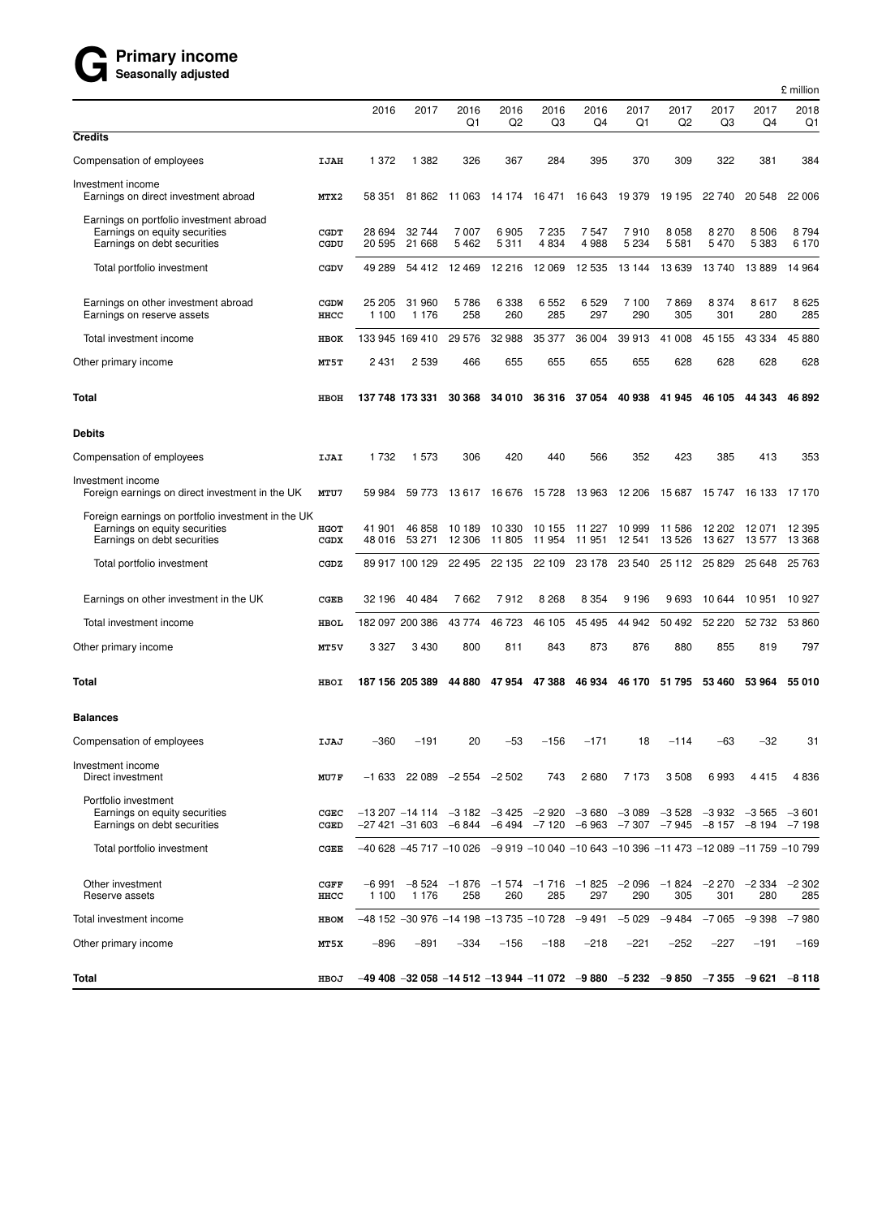# G Primary income
## Seasonally adjusted

£ million

| | | 2016 | 2017 | 2016 Q1 | 2016 Q2 | 2016 Q3 | 2016 Q4 | 2017 Q1 | 2017 Q2 | 2017 Q3 | 2017 Q4 | 2018 Q1 |
|---|---|---|---|---|---|---|---|---|---|---|---|---|
| **Credits** | | | | | | | | | | | | |
| Compensation of employees | IJAH | 1 372 | 1 382 | 326 | 367 | 284 | 395 | 370 | 309 | 322 | 381 | 384 |
| Investment income | | | | | | | | | | | | |
| Earnings on direct investment abroad | MTX2 | 58 351 | 81 862 | 11 063 | 14 174 | 16 471 | 16 643 | 19 379 | 19 195 | 22 740 | 20 548 | 22 006 |
| Earnings on portfolio investment abroad | | | | | | | | | | | | |
| Earnings on equity securities | CGDT | 28 694 | 32 744 | 7 007 | 6 905 | 7 235 | 7 547 | 7 910 | 8 058 | 8 270 | 8 506 | 8 794 |
| Earnings on debt securities | CGDU | 20 595 | 21 668 | 5 462 | 5 311 | 4 834 | 4 988 | 5 234 | 5 581 | 5 470 | 5 383 | 6 170 |
| Total portfolio investment | CGDV | 49 289 | 54 412 | 12 469 | 12 216 | 12 069 | 12 535 | 13 144 | 13 639 | 13 740 | 13 889 | 14 964 |
| Earnings on other investment abroad | CGDW | 25 205 | 31 960 | 5 786 | 6 338 | 6 552 | 6 529 | 7 100 | 7 869 | 8 374 | 8 617 | 8 625 |
| Earnings on reserve assets | HHCC | 1 100 | 1 176 | 258 | 260 | 285 | 297 | 290 | 305 | 301 | 280 | 285 |
| Total investment income | HBOK | 133 945 | 169 410 | 29 576 | 32 988 | 35 377 | 36 004 | 39 913 | 41 008 | 45 155 | 43 334 | 45 880 |
| Other primary income | MT5T | 2 431 | 2 539 | 466 | 655 | 655 | 655 | 655 | 628 | 628 | 628 | 628 |
| **Total** | HBOH | **137 748** | **173 331** | **30 368** | **34 010** | **36 316** | **37 054** | **40 938** | **41 945** | **46 105** | **44 343** | **46 892** |
| **Debits** | | | | | | | | | | | | |
| Compensation of employees | IJAI | 1 732 | 1 573 | 306 | 420 | 440 | 566 | 352 | 423 | 385 | 413 | 353 |
| Investment income | | | | | | | | | | | | |
| Foreign earnings on direct investment in the UK | MTU7 | 59 984 | 59 773 | 13 617 | 16 676 | 15 728 | 13 963 | 12 206 | 15 687 | 15 747 | 16 133 | 17 170 |
| Foreign earnings on portfolio investment in the UK | | | | | | | | | | | | |
| Earnings on equity securities | HGOT | 41 901 | 46 858 | 10 189 | 10 330 | 10 155 | 11 227 | 10 999 | 11 586 | 12 202 | 12 071 | 12 395 |
| Earnings on debt securities | CGDX | 48 016 | 53 271 | 12 306 | 11 805 | 11 954 | 11 951 | 12 541 | 13 526 | 13 627 | 13 577 | 13 368 |
| Total portfolio investment | CGDZ | 89 917 | 100 129 | 22 495 | 22 135 | 22 109 | 23 178 | 23 540 | 25 112 | 25 829 | 25 648 | 25 763 |
| Earnings on other investment in the UK | CGEB | 32 196 | 40 484 | 7 662 | 7 912 | 8 268 | 8 354 | 9 196 | 9 693 | 10 644 | 10 951 | 10 927 |
| Total investment income | HBOL | 182 097 | 200 386 | 43 774 | 46 723 | 46 105 | 45 495 | 44 942 | 50 492 | 52 220 | 52 732 | 53 860 |
| Other primary income | MT5V | 3 327 | 3 430 | 800 | 811 | 843 | 873 | 876 | 880 | 855 | 819 | 797 |
| **Total** | HBOI | **187 156** | **205 389** | **44 880** | **47 954** | **47 388** | **46 934** | **46 170** | **51 795** | **53 460** | **53 964** | **55 010** |
| **Balances** | | | | | | | | | | | | |
| Compensation of employees | IJAJ | −360 | −191 | 20 | −53 | −156 | −171 | 18 | −114 | −63 | −32 | 31 |
| Investment income | | | | | | | | | | | | |
| Direct investment | MU7F | −1 633 | 22 089 | −2 554 | −2 502 | 743 | 2 680 | 7 173 | 3 508 | 6 993 | 4 415 | 4 836 |
| Portfolio investment | | | | | | | | | | | | |
| Earnings on equity securities | CGEC | −13 207 | −14 114 | −3 182 | −3 425 | −2 920 | −3 680 | −3 089 | −3 528 | −3 932 | −3 565 | −3 601 |
| Earnings on debt securities | CGED | −27 421 | −31 603 | −6 844 | −6 494 | −7 120 | −6 963 | −7 307 | −7 945 | −8 157 | −8 194 | −7 198 |
| Total portfolio investment | CGEE | −40 628 | −45 717 | −10 026 | −9 919 | −10 040 | −10 643 | −10 396 | −11 473 | −12 089 | −11 759 | −10 799 |
| Other investment | CGFF | −6 991 | −8 524 | −1 876 | −1 574 | −1 716 | −1 825 | −2 096 | −1 824 | −2 270 | −2 334 | −2 302 |
| Reserve assets | HHCC | 1 100 | 1 176 | 258 | 260 | 285 | 297 | 290 | 305 | 301 | 280 | 285 |
| Total investment income | HBOM | −48 152 | −30 976 | −14 198 | −13 735 | −10 728 | −9 491 | −5 029 | −9 484 | −7 065 | −9 398 | −7 980 |
| Other primary income | MT5X | −896 | −891 | −334 | −156 | −188 | −218 | −221 | −252 | −227 | −191 | −169 |
| **Total** | HBOJ | **−49 408** | **−32 058** | **−14 512** | **−13 944** | **−11 072** | **−9 880** | **−5 232** | **−9 850** | **−7 355** | **−9 621** | **−8 118** |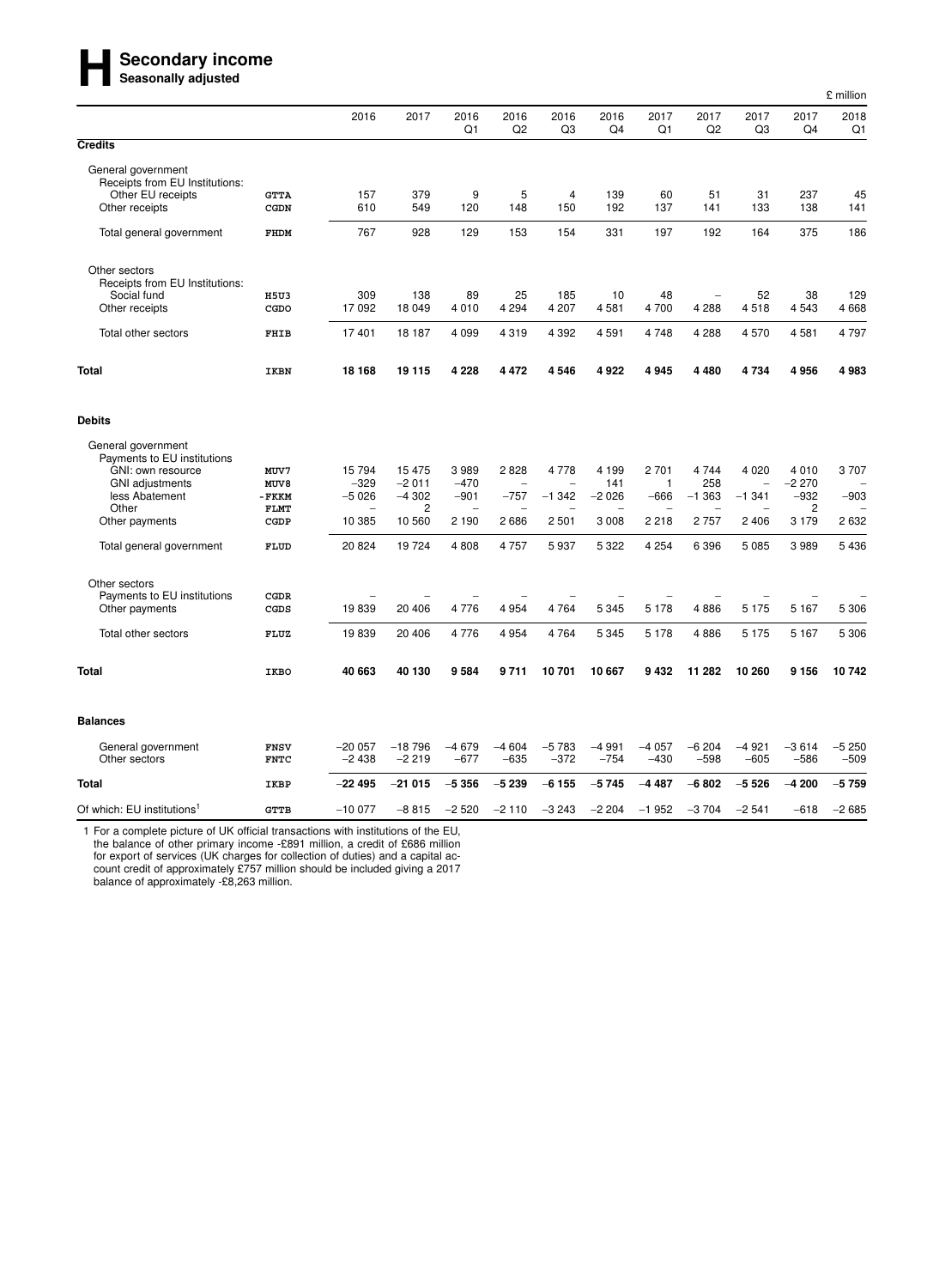# H Secondary income

**Seasonally adjusted**

£ million

| | | 2016 | 2017 | 2016 Q1 | 2016 Q2 | 2016 Q3 | 2016 Q4 | 2017 Q1 | 2017 Q2 | 2017 Q3 | 2017 Q4 | 2018 Q1 |
|---|---|---|---|---|---|---|---|---|---|---|---|---|
| **Credits** | | | | | | | | | | | | |
| General government | | | | | | | | | | | | |
| Receipts from EU Institutions: | | | | | | | | | | | | |
| Other EU receipts | GTTA | 157 | 379 | 9 | 5 | 4 | 139 | 60 | 51 | 31 | 237 | 45 |
| Other receipts | CGDN | 610 | 549 | 120 | 148 | 150 | 192 | 137 | 141 | 133 | 138 | 141 |
| Total general government | FHDM | 767 | 928 | 129 | 153 | 154 | 331 | 197 | 192 | 164 | 375 | 186 |
| Other sectors | | | | | | | | | | | | |
| Receipts from EU Institutions: | | | | | | | | | | | | |
| Social fund | H5U3 | 309 | 138 | 89 | 25 | 185 | 10 | 48 | – | 52 | 38 | 129 |
| Other receipts | CGDO | 17 092 | 18 049 | 4 010 | 4 294 | 4 207 | 4 581 | 4 700 | 4 288 | 4 518 | 4 543 | 4 668 |
| Total other sectors | FHIB | 17 401 | 18 187 | 4 099 | 4 319 | 4 392 | 4 591 | 4 748 | 4 288 | 4 570 | 4 581 | 4 797 |
| **Total** | IKBN | **18 168** | **19 115** | **4 228** | **4 472** | **4 546** | **4 922** | **4 945** | **4 480** | **4 734** | **4 956** | **4 983** |
| **Debits** | | | | | | | | | | | | |
| General government | | | | | | | | | | | | |
| Payments to EU institutions | | | | | | | | | | | | |
| GNI: own resource | MUV7 | 15 794 | 15 475 | 3 989 | 2 828 | 4 778 | 4 199 | 2 701 | 4 744 | 4 020 | 4 010 | 3 707 |
| GNI adjustments | MUV8 | –329 | –2 011 | –470 | – | – | 141 | 1 | 258 | – | –2 270 | – |
| less Abatement | -FKKM | –5 026 | –4 302 | –901 | –757 | –1 342 | –2 026 | –666 | –1 363 | –1 341 | –932 | –903 |
| Other | FLMT | – | 2 | – | – | – | – | – | – | – | 2 | – |
| Other payments | CGDP | 10 385 | 10 560 | 2 190 | 2 686 | 2 501 | 3 008 | 2 218 | 2 757 | 2 406 | 3 179 | 2 632 |
| Total general government | FLUD | 20 824 | 19 724 | 4 808 | 4 757 | 5 937 | 5 322 | 4 254 | 6 396 | 5 085 | 3 989 | 5 436 |
| Other sectors | | | | | | | | | | | | |
| Payments to EU institutions | CGDR | – | – | – | – | – | – | – | – | – | – | – |
| Other payments | CGDS | 19 839 | 20 406 | 4 776 | 4 954 | 4 764 | 5 345 | 5 178 | 4 886 | 5 175 | 5 167 | 5 306 |
| Total other sectors | FLUZ | 19 839 | 20 406 | 4 776 | 4 954 | 4 764 | 5 345 | 5 178 | 4 886 | 5 175 | 5 167 | 5 306 |
| **Total** | IKBO | **40 663** | **40 130** | **9 584** | **9 711** | **10 701** | **10 667** | **9 432** | **11 282** | **10 260** | **9 156** | **10 742** |
| **Balances** | | | | | | | | | | | | |
| General government | FNSV | –20 057 | –18 796 | –4 679 | –4 604 | –5 783 | –4 991 | –4 057 | –6 204 | –4 921 | –3 614 | –5 250 |
| Other sectors | FNTC | –2 438 | –2 219 | –677 | –635 | –372 | –754 | –430 | –598 | –605 | –586 | –509 |
| **Total** | IKBP | **–22 495** | **–21 015** | **–5 356** | **–5 239** | **–6 155** | **–5 745** | **–4 487** | **–6 802** | **–5 526** | **–4 200** | **–5 759** |
| Of which: EU institutions[1] | GTTB | –10 077 | –8 815 | –2 520 | –2 110 | –3 243 | –2 204 | –1 952 | –3 704 | –2 541 | –618 | –2 685 |

1 For a complete picture of UK official transactions with institutions of the EU, the balance of other primary income -£891 million, a credit of £686 million for export of services (UK charges for collection of duties) and a capital account credit of approximately £757 million should be included giving a 2017 balance of approximately -£8,263 million.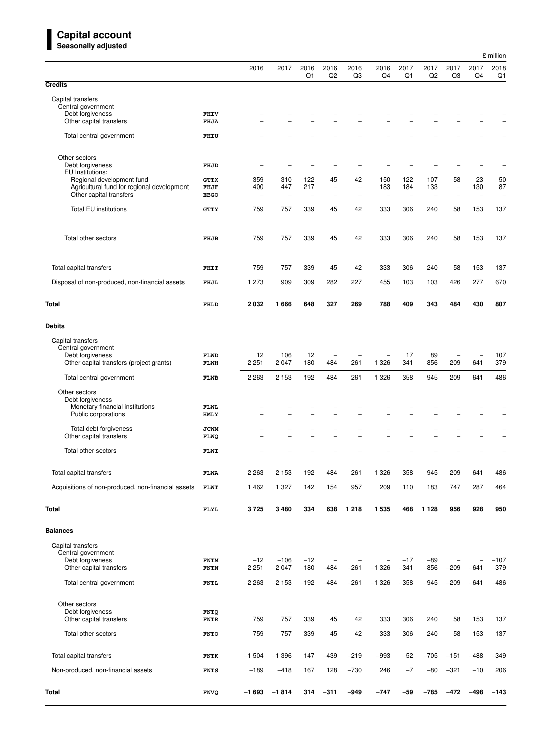# Capital account

**Seasonally adjusted**

£ million

| | | 2016 | 2017 | 2016 Q1 | 2016 Q2 | 2016 Q3 | 2016 Q4 | 2017 Q1 | 2017 Q2 | 2017 Q3 | 2017 Q4 | 2018 Q1 |
|---|---|---|---|---|---|---|---|---|---|---|---|---|
| **Credits** | | | | | | | | | | | | |
| Capital transfers | | | | | | | | | | | | |
| Central government | | | | | | | | | | | | |
| Debt forgiveness | FHIV | – | – | – | – | – | – | – | – | – | – | – |
| Other capital transfers | FHJA | – | – | – | – | – | – | – | – | – | – | – |
| Total central government | FHIU | – | – | – | – | – | – | – | – | – | – | – |
| Other sectors | | | | | | | | | | | | |
| Debt forgiveness | FHJD | – | – | – | – | – | – | – | – | – | – | – |
| EU Institutions: | | | | | | | | | | | | |
| Regional development fund | GTTX | 359 | 310 | 122 | 45 | 42 | 150 | 122 | 107 | 58 | 23 | 50 |
| Agricultural fund for regional development | FHJF | 400 | 447 | 217 | – | – | 183 | 184 | 133 | – | 130 | 87 |
| Other capital transfers | EBGO | – | – | – | – | – | – | – | – | – | – | – |
| Total EU institutions | GTTY | 759 | 757 | 339 | 45 | 42 | 333 | 306 | 240 | 58 | 153 | 137 |
| Total other sectors | FHJB | 759 | 757 | 339 | 45 | 42 | 333 | 306 | 240 | 58 | 153 | 137 |
| Total capital transfers | FHIT | 759 | 757 | 339 | 45 | 42 | 333 | 306 | 240 | 58 | 153 | 137 |
| Disposal of non-produced, non-financial assets | FHJL | 1 273 | 909 | 309 | 282 | 227 | 455 | 103 | 103 | 426 | 277 | 670 |
| **Total** | FHLD | **2 032** | **1 666** | **648** | **327** | **269** | **788** | **409** | **343** | **484** | **430** | **807** |
| **Debits** | | | | | | | | | | | | |
| Capital transfers | | | | | | | | | | | | |
| Central government | | | | | | | | | | | | |
| Debt forgiveness | FLWD | 12 | 106 | 12 | – | – | – | 17 | 89 | – | – | 107 |
| Other capital transfers (project grants) | FLWH | 2 251 | 2 047 | 180 | 484 | 261 | 1 326 | 341 | 856 | 209 | 641 | 379 |
| Total central government | FLWB | 2 263 | 2 153 | 192 | 484 | 261 | 1 326 | 358 | 945 | 209 | 641 | 486 |
| Other sectors | | | | | | | | | | | | |
| Debt forgiveness | | | | | | | | | | | | |
| Monetary financial institutions | FLWL | – | – | – | – | – | – | – | – | – | – | – |
| Public corporations | HMLY | – | – | – | – | – | – | – | – | – | – | – |
| Total debt forgiveness | JCWM | – | – | – | – | – | – | – | – | – | – | – |
| Other capital transfers | FLWQ | – | – | – | – | – | – | – | – | – | – | – |
| Total other sectors | FLWI | – | – | – | – | – | – | – | – | – | – | – |
| Total capital transfers | FLWA | 2 263 | 2 153 | 192 | 484 | 261 | 1 326 | 358 | 945 | 209 | 641 | 486 |
| Acquisitions of non-produced, non-financial assets | FLWT | 1 462 | 1 327 | 142 | 154 | 957 | 209 | 110 | 183 | 747 | 287 | 464 |
| **Total** | FLYL | **3 725** | **3 480** | **334** | **638** | **1 218** | **1 535** | **468** | **1 128** | **956** | **928** | **950** |
| **Balances** | | | | | | | | | | | | |
| Capital transfers | | | | | | | | | | | | |
| Central government | | | | | | | | | | | | |
| Debt forgiveness | FNTM | –12 | –106 | –12 | – | – | – | –17 | –89 | – | – | –107 |
| Other capital transfers | FNTN | –2 251 | –2 047 | –180 | –484 | –261 | –1 326 | –341 | –856 | –209 | –641 | –379 |
| Total central government | FNTL | –2 263 | –2 153 | –192 | –484 | –261 | –1 326 | –358 | –945 | –209 | –641 | –486 |
| Other sectors | | | | | | | | | | | | |
| Debt forgiveness | FNTQ | – | – | – | – | – | – | – | – | – | – | – |
| Other capital transfers | FNTR | 759 | 757 | 339 | 45 | 42 | 333 | 306 | 240 | 58 | 153 | 137 |
| Total other sectors | FNTO | 759 | 757 | 339 | 45 | 42 | 333 | 306 | 240 | 58 | 153 | 137 |
| Total capital transfers | FNTK | –1 504 | –1 396 | 147 | –439 | –219 | –993 | –52 | –705 | –151 | –488 | –349 |
| Non-produced, non-financial assets | FNTS | –189 | –418 | 167 | 128 | –730 | 246 | –7 | –80 | –321 | –10 | 206 |
| **Total** | FNVQ | **–1 693** | **–1 814** | **314** | **–311** | **–949** | **–747** | **–59** | **–785** | **–472** | **–498** | **–143** |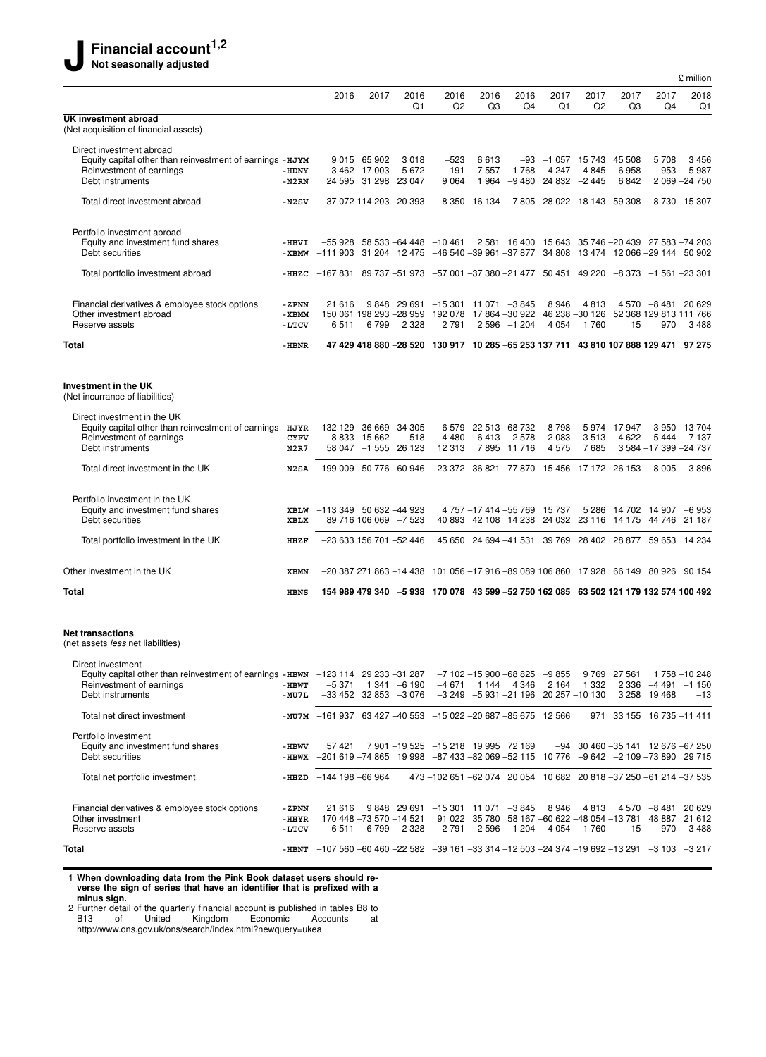# J Financial account[1,2]

**Not seasonally adjusted**

£ million

| | | 2016 | 2017 | 2016 Q1 | 2016 Q2 | 2016 Q3 | 2016 Q4 | 2017 Q1 | 2017 Q2 | 2017 Q3 | 2017 Q4 | 2018 Q1 |
|---|---|---|---|---|---|---|---|---|---|---|---|---|
| **UK investment abroad** | | | | | | | | | | | | |
| (Net acquisition of financial assets) | | | | | | | | | | | | |
| Direct investment abroad | | | | | | | | | | | | |
| Equity capital other than reinvestment of earnings | -HJYM | 9 015 | 65 902 | 3 018 | −523 | 6 613 | −93 | −1 057 | 15 743 | 45 508 | 5 708 | 3 456 |
| Reinvestment of earnings | -HDNY | 3 462 | 17 003 | −5 672 | −191 | 7 557 | 1 768 | 4 247 | 4 845 | 6 958 | 953 | 5 987 |
| Debt instruments | -N2RN | 24 595 | 31 298 | 23 047 | 9 064 | 1 964 | −9 480 | 24 832 | −2 445 | 6 842 | 2 069 | −24 750 |
| Total direct investment abroad | -N2SV | 37 072 | 114 203 | 20 393 | 8 350 | 16 134 | −7 805 | 28 022 | 18 143 | 59 308 | 8 730 | −15 307 |
| Portfolio investment abroad | | | | | | | | | | | | |
| Equity and investment fund shares | -HBVI | −55 928 | 58 533 | −64 448 | −10 461 | 2 581 | 16 400 | 15 643 | 35 746 | −20 439 | 27 583 | −74 203 |
| Debt securities | -XBMW | −111 903 | 31 204 | 12 475 | −46 540 | −39 961 | −37 877 | 34 808 | 13 474 | 12 066 | −29 144 | 50 902 |
| Total portfolio investment abroad | -HHZC | −167 831 | 89 737 | −51 973 | −57 001 | −37 380 | −21 477 | 50 451 | 49 220 | −8 373 | −1 561 | −23 301 |
| Financial derivatives & employee stock options | -ZPNN | 21 616 | 9 848 | 29 691 | −15 301 | 11 071 | −3 845 | 8 946 | 4 813 | 4 570 | −8 481 | 20 629 |
| Other investment abroad | -XBMM | 150 061 | 198 293 | −28 959 | 192 078 | 17 864 | −30 922 | 46 238 | −30 126 | 52 368 | 129 813 | 111 766 |
| Reserve assets | -LTCV | 6 511 | 6 799 | 2 328 | 2 791 | 2 596 | −1 204 | 4 054 | 1 760 | 15 | 970 | 3 488 |
| **Total** | -HBNR | **47 429** | **418 880** | **−28 520** | **130 917** | **10 285** | **−65 253** | **137 711** | **43 810** | **107 888** | **129 471** | **97 275** |
| **Investment in the UK** | | | | | | | | | | | | |
| (Net incurrance of liabilities) | | | | | | | | | | | | |
| Direct investment in the UK | | | | | | | | | | | | |
| Equity capital other than reinvestment of earnings | HJYR | 132 129 | 36 669 | 34 305 | 6 579 | 22 513 | 68 732 | 8 798 | 5 974 | 17 947 | 3 950 | 13 704 |
| Reinvestment of earnings | CYFV | 8 833 | 15 662 | 518 | 4 480 | 6 413 | −2 578 | 2 083 | 3 513 | 4 622 | 5 444 | 7 137 |
| Debt instruments | N2R7 | 58 047 | −1 555 | 26 123 | 12 313 | 7 895 | 11 716 | 4 575 | 7 685 | 3 584 | −17 399 | −24 737 |
| Total direct investment in the UK | N2SA | 199 009 | 50 776 | 60 946 | 23 372 | 36 821 | 77 870 | 15 456 | 17 172 | 26 153 | −8 005 | −3 896 |
| Portfolio investment in the UK | | | | | | | | | | | | |
| Equity and investment fund shares | XBLW | −113 349 | 50 632 | −44 923 | 4 757 | −17 414 | −55 769 | 15 737 | 5 286 | 14 702 | 14 907 | −6 953 |
| Debt securities | XBLX | 89 716 | 106 069 | −7 523 | 40 893 | 42 108 | 14 238 | 24 032 | 23 116 | 14 175 | 44 746 | 21 187 |
| Total portfolio investment in the UK | HHZF | −23 633 | 156 701 | −52 446 | 45 650 | 24 694 | −41 531 | 39 769 | 28 402 | 28 877 | 59 653 | 14 234 |
| Other investment in the UK | XBMN | −20 387 | 271 863 | −14 438 | 101 056 | −17 916 | −89 089 | 106 860 | 17 928 | 66 149 | 80 926 | 90 154 |
| **Total** | HBNS | **154 989** | **479 340** | **−5 938** | **170 078** | **43 599** | **−52 750** | **162 085** | **63 502** | **121 179** | **132 574** | **100 492** |
| **Net transactions** | | | | | | | | | | | | |
| (net assets *less* net liabilities) | | | | | | | | | | | | |
| Direct investment | | | | | | | | | | | | |
| Equity capital other than reinvestment of earnings | -HBWN | −123 114 | 29 233 | −31 287 | −7 102 | −15 900 | −68 825 | −9 855 | 9 769 | 27 561 | 1 758 | −10 248 |
| Reinvestment of earnings | -HBWT | −5 371 | 1 341 | −6 190 | −4 671 | 1 144 | 4 346 | 2 164 | 1 332 | 2 336 | −4 491 | −1 150 |
| Debt instruments | -MU7L | −33 452 | 32 853 | −3 076 | −3 249 | −5 931 | −21 196 | 20 257 | −10 130 | 3 258 | 19 468 | −13 |
| Total net direct investment | -MU7M | −161 937 | 63 427 | −40 553 | −15 022 | −20 687 | −85 675 | 12 566 | 971 | 33 155 | 16 735 | −11 411 |
| Portfolio investment | | | | | | | | | | | | |
| Equity and investment fund shares | -HBWV | 57 421 | 7 901 | −19 525 | −15 218 | 19 995 | 72 169 | −94 | 30 460 | −35 141 | 12 676 | −67 250 |
| Debt securities | -HBWX | −201 619 | −74 865 | 19 998 | −87 433 | −82 069 | −52 115 | 10 776 | −9 642 | −2 109 | −73 890 | 29 715 |
| Total net portfolio investment | -HHZD | −144 198 | −66 964 | 473 | −102 651 | −62 074 | 20 054 | 10 682 | 20 818 | −37 250 | −61 214 | −37 535 |
| Financial derivatives & employee stock options | -ZPNN | 21 616 | 9 848 | 29 691 | −15 301 | 11 071 | −3 845 | 8 946 | 4 813 | 4 570 | −8 481 | 20 629 |
| Other investment | -HHYR | 170 448 | −73 570 | −14 521 | 91 022 | 35 780 | 58 167 | −60 622 | −48 054 | −13 781 | 48 887 | 21 612 |
| Reserve assets | -LTCV | 6 511 | 6 799 | 2 328 | 2 791 | 2 596 | −1 204 | 4 054 | 1 760 | 15 | 970 | 3 488 |
| **Total** | -HBNT | −107 560 | −60 460 | −22 582 | −39 161 | −33 314 | −12 503 | −24 374 | −19 692 | −13 291 | −3 103 | −3 217 |

1 **When downloading data from the Pink Book dataset users should reverse the sign of series that have an identifier that is prefixed with a minus sign.**

2 Further detail of the quarterly financial account is published in tables B8 to B13 of United Kingdom Economic Accounts at http://www.ons.gov.uk/ons/search/index.html?newquery=ukea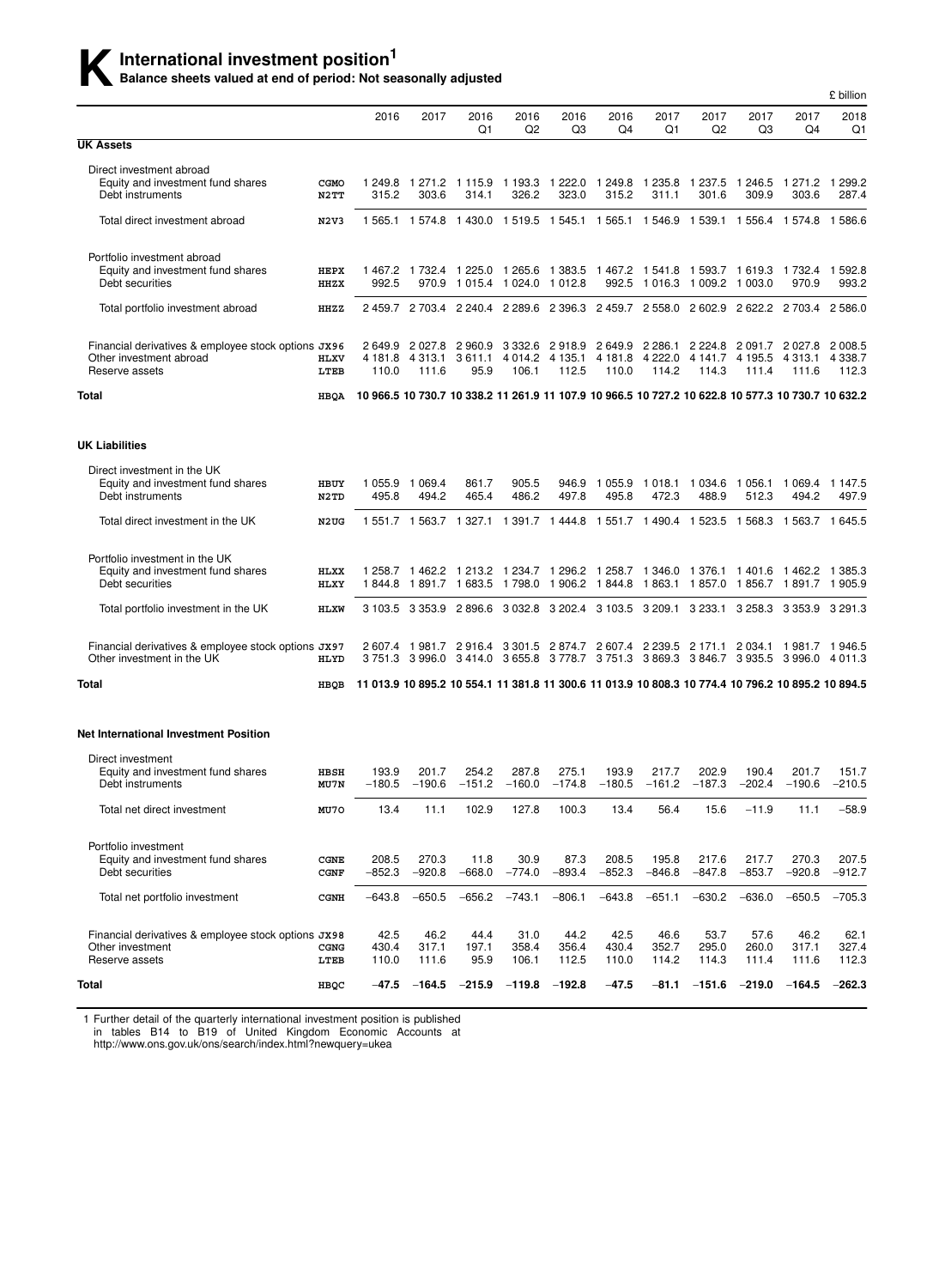# K International investment position[1]

**Balance sheets valued at end of period: Not seasonally adjusted**

£ billion

| | | 2016 | 2017 | 2016 Q1 | 2016 Q2 | 2016 Q3 | 2016 Q4 | 2017 Q1 | 2017 Q2 | 2017 Q3 | 2017 Q4 | 2018 Q1 |
|---|---|---|---|---|---|---|---|---|---|---|---|---|
| **UK Assets** | | | | | | | | | | | | |
| Direct investment abroad | | | | | | | | | | | | |
| Equity and investment fund shares | CGMO | 1 249.8 | 1 271.2 | 1 115.9 | 1 193.3 | 1 222.0 | 1 249.8 | 1 235.8 | 1 237.5 | 1 246.5 | 1 271.2 | 1 299.2 |
| Debt instruments | N2TT | 315.2 | 303.6 | 314.1 | 326.2 | 323.0 | 315.2 | 311.1 | 301.6 | 309.9 | 303.6 | 287.4 |
| Total direct investment abroad | N2V3 | 1 565.1 | 1 574.8 | 1 430.0 | 1 519.5 | 1 545.1 | 1 565.1 | 1 546.9 | 1 539.1 | 1 556.4 | 1 574.8 | 1 586.6 |
| Portfolio investment abroad | | | | | | | | | | | | |
| Equity and investment fund shares | HEPX | 1 467.2 | 1 732.4 | 1 225.0 | 1 265.6 | 1 383.5 | 1 467.2 | 1 541.8 | 1 593.7 | 1 619.3 | 1 732.4 | 1 592.8 |
| Debt securities | HHZX | 992.5 | 970.9 | 1 015.4 | 1 024.0 | 1 012.8 | 992.5 | 1 016.3 | 1 009.2 | 1 003.0 | 970.9 | 993.2 |
| Total portfolio investment abroad | HHZZ | 2 459.7 | 2 703.4 | 2 240.4 | 2 289.6 | 2 396.3 | 2 459.7 | 2 558.0 | 2 602.9 | 2 622.2 | 2 703.4 | 2 586.0 |
| Financial derivatives & employee stock options | JX96 | 2 649.9 | 2 027.8 | 2 960.9 | 3 332.6 | 2 918.9 | 2 649.9 | 2 286.1 | 2 224.8 | 2 091.7 | 2 027.8 | 2 008.5 |
| Other investment abroad | HLXV | 4 181.8 | 4 313.1 | 3 611.1 | 4 014.2 | 4 135.1 | 4 181.8 | 4 222.0 | 4 141.7 | 4 195.5 | 4 313.1 | 4 338.7 |
| Reserve assets | LTEB | 110.0 | 111.6 | 95.9 | 106.1 | 112.5 | 110.0 | 114.2 | 114.3 | 111.4 | 111.6 | 112.3 |
| **Total** | HBQA | **10 966.5** | **10 730.7** | **10 338.2** | **11 261.9** | **11 107.9** | **10 966.5** | **10 727.2** | **10 622.8** | **10 577.3** | **10 730.7** | **10 632.2** |
| **UK Liabilities** | | | | | | | | | | | | |
| Direct investment in the UK | | | | | | | | | | | | |
| Equity and investment fund shares | HBUY | 1 055.9 | 1 069.4 | 861.7 | 905.5 | 946.9 | 1 055.9 | 1 018.1 | 1 034.6 | 1 056.1 | 1 069.4 | 1 147.5 |
| Debt instruments | N2TD | 495.8 | 494.2 | 465.4 | 486.2 | 497.8 | 495.8 | 472.3 | 488.9 | 512.3 | 494.2 | 497.9 |
| Total direct investment in the UK | N2UG | 1 551.7 | 1 563.7 | 1 327.1 | 1 391.7 | 1 444.8 | 1 551.7 | 1 490.4 | 1 523.5 | 1 568.3 | 1 563.7 | 1 645.5 |
| Portfolio investment in the UK | | | | | | | | | | | | |
| Equity and investment fund shares | HLXX | 1 258.7 | 1 462.2 | 1 213.2 | 1 234.7 | 1 296.2 | 1 258.7 | 1 346.0 | 1 376.1 | 1 401.6 | 1 462.2 | 1 385.3 |
| Debt securities | HLXY | 1 844.8 | 1 891.7 | 1 683.5 | 1 798.0 | 1 906.2 | 1 844.8 | 1 863.1 | 1 857.0 | 1 856.7 | 1 891.7 | 1 905.9 |
| Total portfolio investment in the UK | HLXW | 3 103.5 | 3 353.9 | 2 896.6 | 3 032.8 | 3 202.4 | 3 103.5 | 3 209.1 | 3 233.1 | 3 258.3 | 3 353.9 | 3 291.3 |
| Financial derivatives & employee stock options | JX97 | 2 607.4 | 1 981.7 | 2 916.4 | 3 301.5 | 2 874.7 | 2 607.4 | 2 239.5 | 2 171.1 | 2 034.1 | 1 981.7 | 1 946.5 |
| Other investment in the UK | HLYD | 3 751.3 | 3 996.0 | 3 414.0 | 3 655.8 | 3 778.7 | 3 751.3 | 3 869.3 | 3 846.7 | 3 935.5 | 3 996.0 | 4 011.3 |
| **Total** | HBQB | **11 013.9** | **10 895.2** | **10 554.1** | **11 381.8** | **11 300.6** | **11 013.9** | **10 808.3** | **10 774.4** | **10 796.2** | **10 895.2** | **10 894.5** |
| **Net International Investment Position** | | | | | | | | | | | | |
| Direct investment | | | | | | | | | | | | |
| Equity and investment fund shares | HBSH | 193.9 | 201.7 | 254.2 | 287.8 | 275.1 | 193.9 | 217.7 | 202.9 | 190.4 | 201.7 | 151.7 |
| Debt instruments | MU7N | −180.5 | −190.6 | −151.2 | −160.0 | −174.8 | −180.5 | −161.2 | −187.3 | −202.4 | −190.6 | −210.5 |
| Total net direct investment | MU7O | 13.4 | 11.1 | 102.9 | 127.8 | 100.3 | 13.4 | 56.4 | 15.6 | −11.9 | 11.1 | −58.9 |
| Portfolio investment | | | | | | | | | | | | |
| Equity and investment fund shares | CGNE | 208.5 | 270.3 | 11.8 | 30.9 | 87.3 | 208.5 | 195.8 | 217.6 | 217.7 | 270.3 | 207.5 |
| Debt securities | CGNF | −852.3 | −920.8 | −668.0 | −774.0 | −893.4 | −852.3 | −846.8 | −847.8 | −853.7 | −920.8 | −912.7 |
| Total net portfolio investment | CGNH | −643.8 | −650.5 | −656.2 | −743.1 | −806.1 | −643.8 | −651.1 | −630.2 | −636.0 | −650.5 | −705.3 |
| Financial derivatives & employee stock options | JX98 | 42.5 | 46.2 | 44.4 | 31.0 | 44.2 | 42.5 | 46.6 | 53.7 | 57.6 | 46.2 | 62.1 |
| Other investment | CGNG | 430.4 | 317.1 | 197.1 | 358.4 | 356.4 | 430.4 | 352.7 | 295.0 | 260.0 | 317.1 | 327.4 |
| Reserve assets | LTEB | 110.0 | 111.6 | 95.9 | 106.1 | 112.5 | 110.0 | 114.2 | 114.3 | 111.4 | 111.6 | 112.3 |
| **Total** | HBQC | **−47.5** | **−164.5** | **−215.9** | **−119.8** | **−192.8** | **−47.5** | **−81.1** | **−151.6** | **−219.0** | **−164.5** | **−262.3** |

1 Further detail of the quarterly international investment position is published in tables B14 to B19 of United Kingdom Economic Accounts at http://www.ons.gov.uk/ons/search/index.html?newquery=ukea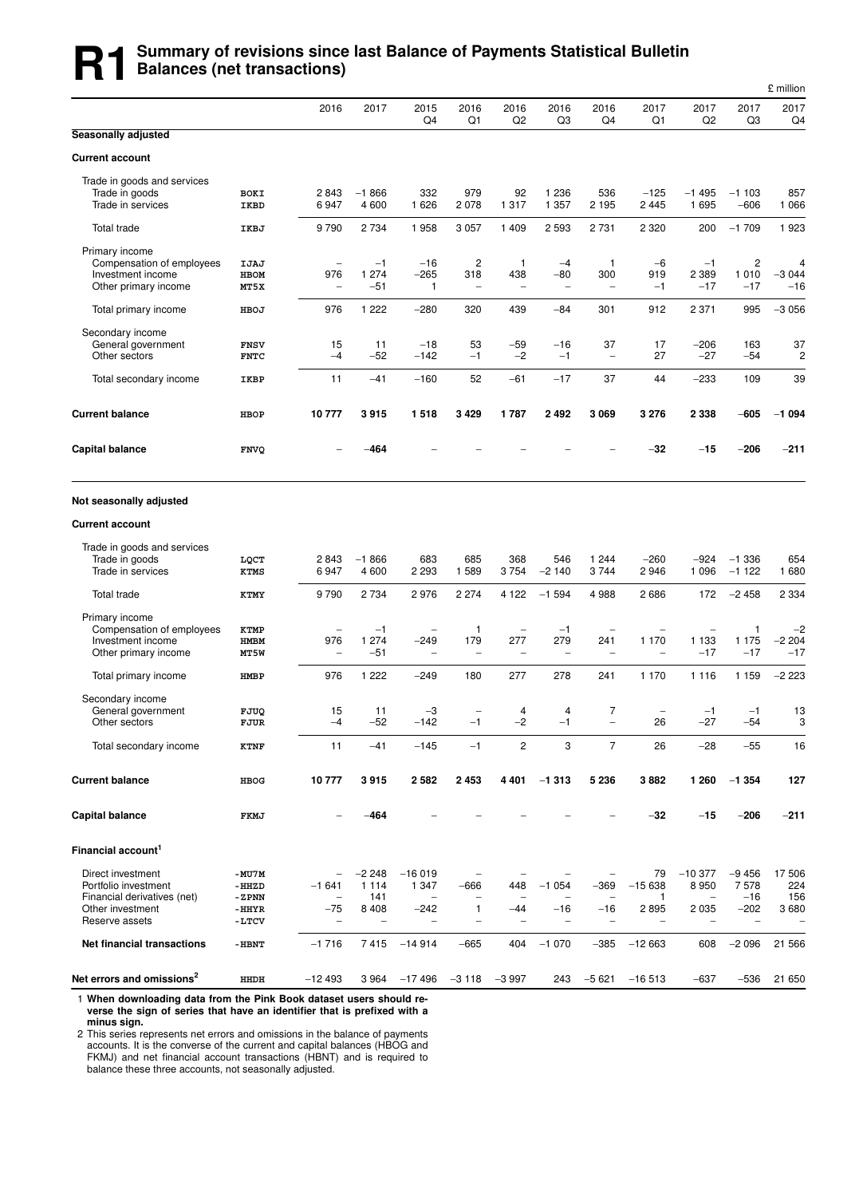# R1 Summary of revisions since last Balance of Payments Statistical Bulletin
## Balances (net transactions)

£ million

| | | 2016 | 2017 | 2015 Q4 | 2016 Q1 | 2016 Q2 | 2016 Q3 | 2016 Q4 | 2017 Q1 | 2017 Q2 | 2017 Q3 | 2017 Q4 |
|---|---|---|---|---|---|---|---|---|---|---|---|---|
| **Seasonally adjusted** | | | | | | | | | | | | |
| **Current account** | | | | | | | | | | | | |
| Trade in goods and services | | | | | | | | | | | | |
| Trade in goods | BOKI | 2 843 | −1 866 | 332 | 979 | 92 | 1 236 | 536 | −125 | −1 495 | −1 103 | 857 |
| Trade in services | IKBD | 6 947 | 4 600 | 1 626 | 2 078 | 1 317 | 1 357 | 2 195 | 2 445 | 1 695 | −606 | 1 066 |
| Total trade | IKBJ | 9 790 | 2 734 | 1 958 | 3 057 | 1 409 | 2 593 | 2 731 | 2 320 | 200 | −1 709 | 1 923 |
| Primary income | | | | | | | | | | | | |
| Compensation of employees | IJAJ | – | −1 | −16 | 2 | 1 | −4 | 1 | −6 | −1 | 2 | 4 |
| Investment income | HBOM | 976 | 1 274 | −265 | 318 | 438 | −80 | 300 | 919 | 2 389 | 1 010 | −3 044 |
| Other primary income | MT5X | – | −51 | 1 | – | – | – | – | −1 | −17 | −17 | −16 |
| Total primary income | HBOJ | 976 | 1 222 | −280 | 320 | 439 | −84 | 301 | 912 | 2 371 | 995 | −3 056 |
| Secondary income | | | | | | | | | | | | |
| General government | FNSV | 15 | 11 | −18 | 53 | −59 | −16 | 37 | 17 | −206 | 163 | 37 |
| Other sectors | FNTC | −4 | −52 | −142 | −1 | −2 | −1 | – | 27 | −27 | −54 | 2 |
| Total secondary income | IKBP | 11 | −41 | −160 | 52 | −61 | −17 | 37 | 44 | −233 | 109 | 39 |
| **Current balance** | HBOP | **10 777** | **3 915** | **1 518** | **3 429** | **1 787** | **2 492** | **3 069** | **3 276** | **2 338** | **−605** | **−1 094** |
| **Capital balance** | FNVQ | – | **−464** | – | – | – | – | – | **−32** | **−15** | **−206** | **−211** |
| **Not seasonally adjusted** | | | | | | | | | | | | |
| **Current account** | | | | | | | | | | | | |
| Trade in goods and services | | | | | | | | | | | | |
| Trade in goods | LQCT | 2 843 | −1 866 | 683 | 685 | 368 | 546 | 1 244 | −260 | −924 | −1 336 | 654 |
| Trade in services | KTMS | 6 947 | 4 600 | 2 293 | 1 589 | 3 754 | −2 140 | 3 744 | 2 946 | 1 096 | −1 122 | 1 680 |
| Total trade | KTMY | 9 790 | 2 734 | 2 976 | 2 274 | 4 122 | −1 594 | 4 988 | 2 686 | 172 | −2 458 | 2 334 |
| Primary income | | | | | | | | | | | | |
| Compensation of employees | KTMP | – | −1 | – | 1 | – | −1 | – | – | – | 1 | −2 |
| Investment income | HMBM | 976 | 1 274 | −249 | 179 | 277 | 279 | 241 | 1 170 | 1 133 | 1 175 | −2 204 |
| Other primary income | MT5W | – | −51 | – | – | – | – | – | – | −17 | −17 | −17 |
| Total primary income | HMBP | 976 | 1 222 | −249 | 180 | 277 | 278 | 241 | 1 170 | 1 116 | 1 159 | −2 223 |
| Secondary income | | | | | | | | | | | | |
| General government | FJUQ | 15 | 11 | −3 | – | 4 | 4 | 7 | – | −1 | −1 | 13 |
| Other sectors | FJUR | −4 | −52 | −142 | −1 | −2 | −1 | – | 26 | −27 | −54 | 3 |
| Total secondary income | KTNF | 11 | −41 | −145 | −1 | 2 | 3 | 7 | 26 | −28 | −55 | 16 |
| **Current balance** | HBOG | **10 777** | **3 915** | **2 582** | **2 453** | **4 401** | **−1 313** | **5 236** | **3 882** | **1 260** | **−1 354** | **127** |
| **Capital balance** | FKMJ | – | **−464** | – | – | – | – | – | **−32** | **−15** | **−206** | **−211** |
| **Financial account**[1] | | | | | | | | | | | | |
| Direct investment | -MU7M | – | −2 248 | −16 019 | – | – | – | – | 79 | −10 377 | −9 456 | 17 506 |
| Portfolio investment | -HHZD | −1 641 | 1 114 | 1 347 | −666 | 448 | −1 054 | −369 | −15 638 | 8 950 | 7 578 | 224 |
| Financial derivatives (net) | -ZPNN | – | 141 | – | – | – | – | – | 1 | – | −16 | 156 |
| Other investment | -HHYR | −75 | 8 408 | −242 | 1 | −44 | −16 | −16 | 2 895 | 2 035 | −202 | 3 680 |
| Reserve assets | -LTCV | – | – | – | – | – | – | – | – | – | – | – |
| **Net financial transactions** | -HBNT | −1 716 | 7 415 | −14 914 | −665 | 404 | −1 070 | −385 | −12 663 | 608 | −2 096 | 21 566 |
| **Net errors and omissions**[2] | HHDH | −12 493 | 3 964 | −17 496 | −3 118 | −3 997 | 243 | −5 621 | −16 513 | −637 | −536 | 21 650 |

1 **When downloading data from the Pink Book dataset users should reverse the sign of series that have an identifier that is prefixed with a minus sign.**

2 This series represents net errors and omissions in the balance of payments accounts. It is the converse of the current and capital balances (HBOG and FKMJ) and net financial account transactions (HBNT) and is required to balance these three accounts, not seasonally adjusted.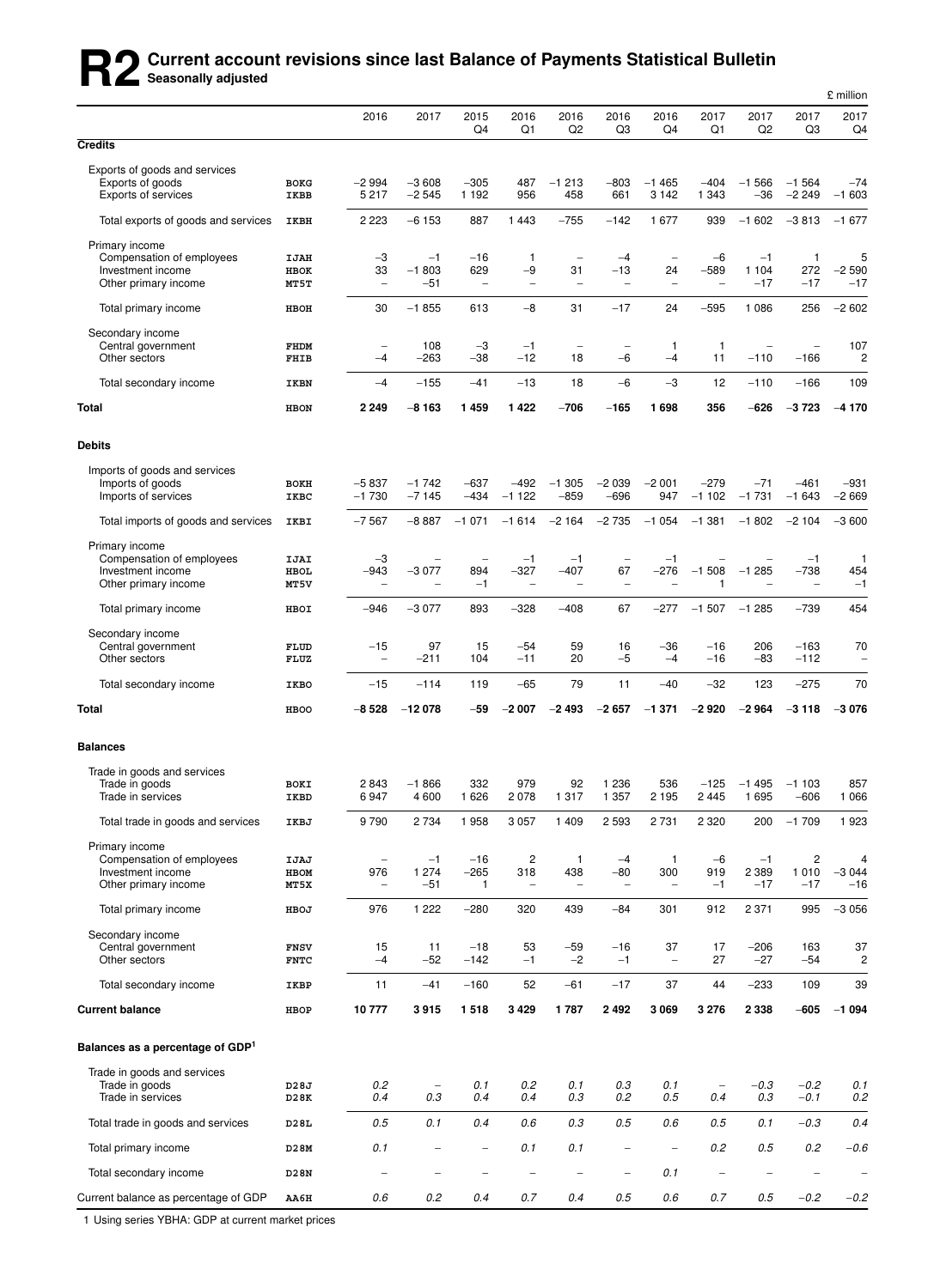# R2 Current account revisions since last Balance of Payments Statistical Bulletin

**Seasonally adjusted**

£ million

| | | 2016 | 2017 | 2015 Q4 | 2016 Q1 | 2016 Q2 | 2016 Q3 | 2016 Q4 | 2017 Q1 | 2017 Q2 | 2017 Q3 | 2017 Q4 |
|---|---|---|---|---|---|---|---|---|---|---|---|---|
| **Credits** | | | | | | | | | | | | |
| Exports of goods and services | | | | | | | | | | | | |
| Exports of goods | BOKG | −2 994 | −3 608 | −305 | 487 | −1 213 | −803 | −1 465 | −404 | −1 566 | −1 564 | −74 |
| Exports of services | IKBB | 5 217 | −2 545 | 1 192 | 956 | 458 | 661 | 3 142 | 1 343 | −36 | −2 249 | −1 603 |
| Total exports of goods and services | IKBH | 2 223 | −6 153 | 887 | 1 443 | −755 | −142 | 1 677 | 939 | −1 602 | −3 813 | −1 677 |
| Primary income | | | | | | | | | | | | |
| Compensation of employees | IJAH | −3 | −1 | −16 | 1 | – | −4 | – | −6 | −1 | 1 | 5 |
| Investment income | HBOK | 33 | −1 803 | 629 | −9 | 31 | −13 | 24 | −589 | 1 104 | 272 | −2 590 |
| Other primary income | MT5T | – | −51 | – | – | – | – | – | – | −17 | −17 | −17 |
| Total primary income | HBOH | 30 | −1 855 | 613 | −8 | 31 | −17 | 24 | −595 | 1 086 | 256 | −2 602 |
| Secondary income | | | | | | | | | | | | |
| Central government | FHDM | – | 108 | −3 | −1 | – | – | 1 | 1 | – | – | 107 |
| Other sectors | FHIB | −4 | −263 | −38 | −12 | 18 | −6 | −4 | 11 | −110 | −166 | 2 |
| Total secondary income | IKBN | −4 | −155 | −41 | −13 | 18 | −6 | −3 | 12 | −110 | −166 | 109 |
| **Total** | HBON | **2 249** | **−8 163** | **1 459** | **1 422** | **−706** | **−165** | **1 698** | **356** | **−626** | **−3 723** | **−4 170** |
| **Debits** | | | | | | | | | | | | |
| Imports of goods and services | | | | | | | | | | | | |
| Imports of goods | BOKH | −5 837 | −1 742 | −637 | −492 | −1 305 | −2 039 | −2 001 | −279 | −71 | −461 | −931 |
| Imports of services | IKBC | −1 730 | −7 145 | −434 | −1 122 | −859 | −696 | 947 | −1 102 | −1 731 | −1 643 | −2 669 |
| Total imports of goods and services | IKBI | −7 567 | −8 887 | −1 071 | −1 614 | −2 164 | −2 735 | −1 054 | −1 381 | −1 802 | −2 104 | −3 600 |
| Primary income | | | | | | | | | | | | |
| Compensation of employees | IJAI | −3 | – | – | −1 | −1 | – | −1 | – | – | −1 | 1 |
| Investment income | HBOL | −943 | −3 077 | 894 | −327 | −407 | 67 | −276 | −1 508 | −1 285 | −738 | 454 |
| Other primary income | MT5V | – | – | −1 | – | – | – | – | 1 | – | – | −1 |
| Total primary income | HBOI | −946 | −3 077 | 893 | −328 | −408 | 67 | −277 | −1 507 | −1 285 | −739 | 454 |
| Secondary income | | | | | | | | | | | | |
| Central government | FLUD | −15 | 97 | 15 | −54 | 59 | 16 | −36 | −16 | 206 | −163 | 70 |
| Other sectors | FLUZ | – | −211 | 104 | −11 | 20 | −5 | −4 | −16 | −83 | −112 | – |
| Total secondary income | IKBO | −15 | −114 | 119 | −65 | 79 | 11 | −40 | −32 | 123 | −275 | 70 |
| **Total** | HBOO | **−8 528** | **−12 078** | **−59** | **−2 007** | **−2 493** | **−2 657** | **−1 371** | **−2 920** | **−2 964** | **−3 118** | **−3 076** |
| **Balances** | | | | | | | | | | | | |
| Trade in goods and services | | | | | | | | | | | | |
| Trade in goods | BOKI | 2 843 | −1 866 | 332 | 979 | 92 | 1 236 | 536 | −125 | −1 495 | −1 103 | 857 |
| Trade in services | IKBD | 6 947 | 4 600 | 1 626 | 2 078 | 1 317 | 1 357 | 2 195 | 2 445 | 1 695 | −606 | 1 066 |
| Total trade in goods and services | IKBJ | 9 790 | 2 734 | 1 958 | 3 057 | 1 409 | 2 593 | 2 731 | 2 320 | 200 | −1 709 | 1 923 |
| Primary income | | | | | | | | | | | | |
| Compensation of employees | IJAJ | – | −1 | −16 | 2 | 1 | −4 | 1 | −6 | −1 | 2 | 4 |
| Investment income | HBOM | 976 | 1 274 | −265 | 318 | 438 | −80 | 300 | 919 | 2 389 | 1 010 | −3 044 |
| Other primary income | MT5X | – | −51 | 1 | – | – | – | – | −1 | −17 | −17 | −16 |
| Total primary income | HBOJ | 976 | 1 222 | −280 | 320 | 439 | −84 | 301 | 912 | 2 371 | 995 | −3 056 |
| Secondary income | | | | | | | | | | | | |
| Central government | FNSV | 15 | 11 | −18 | 53 | −59 | −16 | 37 | 17 | −206 | 163 | 37 |
| Other sectors | FNTC | −4 | −52 | −142 | −1 | −2 | −1 | – | 27 | −27 | −54 | 2 |
| Total secondary income | IKBP | 11 | −41 | −160 | 52 | −61 | −17 | 37 | 44 | −233 | 109 | 39 |
| **Current balance** | HBOP | **10 777** | **3 915** | **1 518** | **3 429** | **1 787** | **2 492** | **3 069** | **3 276** | **2 338** | **−605** | **−1 094** |
| **Balances as a percentage of GDP[1]** | | | | | | | | | | | | |
| Trade in goods and services | | | | | | | | | | | | |
| Trade in goods | D28J | *0.2* | – | *0.1* | *0.2* | *0.1* | *0.3* | *0.1* | – | *−0.3* | *−0.2* | *0.1* |
| Trade in services | D28K | *0.4* | *0.3* | *0.4* | *0.4* | *0.3* | *0.2* | *0.5* | *0.4* | *0.3* | *−0.1* | *0.2* |
| Total trade in goods and services | D28L | *0.5* | *0.1* | *0.4* | *0.6* | *0.3* | *0.5* | *0.6* | *0.5* | *0.1* | *−0.3* | *0.4* |
| Total primary income | D28M | *0.1* | – | – | *0.1* | *0.1* | – | – | *0.2* | *0.5* | *0.2* | *−0.6* |
| Total secondary income | D28N | – | – | – | – | – | – | *0.1* | – | – | – | – |
| Current balance as percentage of GDP | AA6H | *0.6* | *0.2* | *0.4* | *0.7* | *0.4* | *0.5* | *0.6* | *0.7* | *0.5* | *−0.2* | *−0.2* |

1 Using series YBHA: GDP at current market prices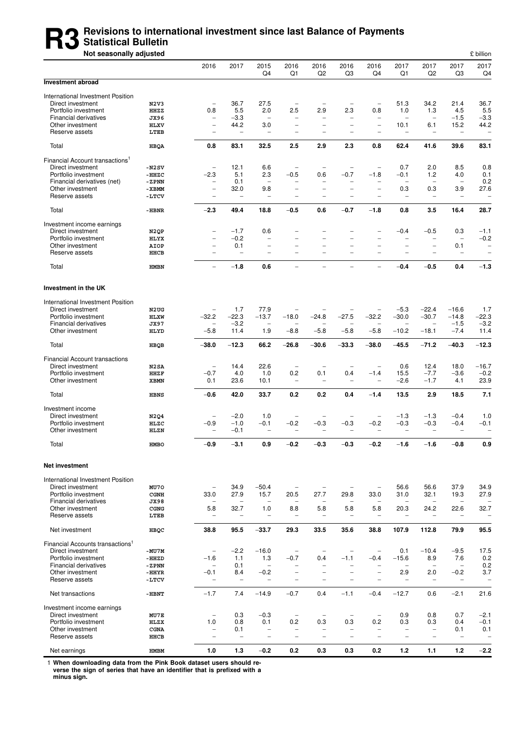# R3 Revisions to international investment since last Balance of Payments Statistical Bulletin

**Not seasonally adjusted** £ billion

| | | 2016 | 2017 | 2015 Q4 | 2016 Q1 | 2016 Q2 | 2016 Q3 | 2016 Q4 | 2017 Q1 | 2017 Q2 | 2017 Q3 | 2017 Q4 |
|---|---|---|---|---|---|---|---|---|---|---|---|---|
| **Investment abroad** | | | | | | | | | | | | |
| International Investment Position | | | | | | | | | | | | |
| Direct investment | N2V3 | – | 36.7 | 27.5 | – | – | – | – | 51.3 | 34.2 | 21.4 | 36.7 |
| Portfolio investment | HHZZ | 0.8 | 5.5 | 2.0 | 2.5 | 2.9 | 2.3 | 0.8 | 1.0 | 1.3 | 4.5 | 5.5 |
| Financial derivatives | JX96 | – | –3.3 | – | – | – | – | – | – | – | –1.5 | –3.3 |
| Other investment | HLXV | – | 44.2 | 3.0 | – | – | – | – | 10.1 | 6.1 | 15.2 | 44.2 |
| Reserve assets | LTEB | – | – | – | – | – | – | – | – | – | – | – |
| Total | HBQA | **0.8** | **83.1** | **32.5** | **2.5** | **2.9** | **2.3** | **0.8** | **62.4** | **41.6** | **39.6** | **83.1** |
| Financial Account transactions[1] | | | | | | | | | | | | |
| Direct investment | -N2SV | – | 12.1 | 6.6 | – | – | – | – | 0.7 | 2.0 | 8.5 | 0.8 |
| Portfolio investment | -HHZC | –2.3 | 5.1 | 2.3 | –0.5 | 0.6 | –0.7 | –1.8 | –0.1 | 1.2 | 4.0 | 0.1 |
| Financial derivatives (net) | -ZPNN | – | 0.1 | – | – | – | – | – | – | – | – | 0.2 |
| Other investment | -XBMM | – | 32.0 | 9.8 | – | – | – | – | 0.3 | 0.3 | 3.9 | 27.6 |
| Reserve assets | -LTCV | – | – | – | – | – | – | – | – | – | – | – |
| Total | -HBNR | **–2.3** | **49.4** | **18.8** | **–0.5** | **0.6** | **–0.7** | **–1.8** | **0.8** | **3.5** | **16.4** | **28.7** |
| Investment income earnings | | | | | | | | | | | | |
| Direct investment | N2QP | – | –1.7 | 0.6 | – | – | – | – | –0.4 | –0.5 | 0.3 | –1.1 |
| Portfolio investment | HLYX | – | –0.2 | – | – | – | – | – | – | – | – | –0.2 |
| Other investment | AIOP | – | 0.1 | – | – | – | – | – | – | – | 0.1 | – |
| Reserve assets | HHCB | – | – | – | – | – | – | – | – | – | – | – |
| Total | HMBN | – | **–1.8** | **0.6** | – | – | – | – | **–0.4** | **–0.5** | **0.4** | **–1.3** |
| **Investment in the UK** | | | | | | | | | | | | |
| International Investment Position | | | | | | | | | | | | |
| Direct investment | N2UG | – | 1.7 | 77.9 | – | – | – | – | –5.3 | –22.4 | –16.6 | 1.7 |
| Portfolio investment | HLXW | –32.2 | –22.3 | –13.7 | –18.0 | –24.8 | –27.5 | –32.2 | –30.0 | –30.7 | –14.8 | –22.3 |
| Financial derivatives | JX97 | – | –3.2 | – | – | – | – | – | – | – | –1.5 | –3.2 |
| Other investment | HLYD | –5.8 | 11.4 | 1.9 | –8.8 | –5.8 | –5.8 | –5.8 | –10.2 | –18.1 | –7.4 | 11.4 |
| Total | HBQB | **–38.0** | **–12.3** | **66.2** | **–26.8** | **–30.6** | **–33.3** | **–38.0** | **–45.5** | **–71.2** | **–40.3** | **–12.3** |
| Financial Account transactions | | | | | | | | | | | | |
| Direct investment | N2SA | – | 14.4 | 22.6 | – | – | – | – | 0.6 | 12.4 | 18.0 | –16.7 |
| Portfolio investment | HHZF | –0.7 | 4.0 | 1.0 | 0.2 | 0.1 | 0.4 | –1.4 | 15.5 | –7.7 | –3.6 | –0.2 |
| Other investment | XBMN | 0.1 | 23.6 | 10.1 | – | – | – | – | –2.6 | –1.7 | 4.1 | 23.9 |
| Total | HBNS | **–0.6** | **42.0** | **33.7** | **0.2** | **0.2** | **0.4** | **–1.4** | **13.5** | **2.9** | **18.5** | **7.1** |
| Investment income | | | | | | | | | | | | |
| Direct investment | N2Q4 | – | –2.0 | 1.0 | – | – | – | – | –1.3 | –1.3 | –0.4 | 1.0 |
| Portfolio investment | HLZC | –0.9 | –1.0 | –0.1 | –0.2 | –0.3 | –0.3 | –0.2 | –0.3 | –0.3 | –0.4 | –0.1 |
| Other investment | HLZN | – | –0.1 | – | – | – | – | – | – | – | – | – |
| Total | HMBO | **–0.9** | **–3.1** | **0.9** | **–0.2** | **–0.3** | **–0.3** | **–0.2** | **–1.6** | **–1.6** | **–0.8** | **0.9** |
| **Net investment** | | | | | | | | | | | | |
| International Investment Position | | | | | | | | | | | | |
| Direct investment | MU7O | – | 34.9 | –50.4 | – | – | – | – | 56.6 | 56.6 | 37.9 | 34.9 |
| Portfolio investment | CGNH | 33.0 | 27.9 | 15.7 | 20.5 | 27.7 | 29.8 | 33.0 | 31.0 | 32.1 | 19.3 | 27.9 |
| Financial derivatives | JX98 | – | – | – | – | – | – | – | – | – | – | – |
| Other investment | CGNG | 5.8 | 32.7 | 1.0 | 8.8 | 5.8 | 5.8 | 5.8 | 20.3 | 24.2 | 22.6 | 32.7 |
| Reserve assets | LTEB | – | – | – | – | – | – | – | – | – | – | – |
| Net investment | HBQC | **38.8** | **95.5** | **–33.7** | **29.3** | **33.5** | **35.6** | **38.8** | **107.9** | **112.8** | **79.9** | **95.5** |
| Financial Accounts transactions[1] | | | | | | | | | | | | |
| Direct investment | -MU7M | – | –2.2 | –16.0 | – | – | – | – | 0.1 | –10.4 | –9.5 | 17.5 |
| Portfolio investment | -HHZD | –1.6 | 1.1 | 1.3 | –0.7 | 0.4 | –1.1 | –0.4 | –15.6 | 8.9 | 7.6 | 0.2 |
| Financial derivatives | -ZPNN | – | 0.1 | – | – | – | – | – | – | – | – | 0.2 |
| Other investment | -HHYR | –0.1 | 8.4 | –0.2 | – | – | – | – | 2.9 | 2.0 | –0.2 | 3.7 |
| Reserve assets | -LTCV | – | – | – | – | – | – | – | – | – | – | – |
| Net transactions | -HBNT | –1.7 | 7.4 | –14.9 | –0.7 | 0.4 | –1.1 | –0.4 | –12.7 | 0.6 | –2.1 | 21.6 |
| Investment income earnings | | | | | | | | | | | | |
| Direct investment | MU7E | – | 0.3 | –0.3 | – | – | – | – | 0.9 | 0.8 | 0.7 | –2.1 |
| Portfolio investment | HLZX | 1.0 | 0.8 | 0.1 | 0.2 | 0.3 | 0.3 | 0.2 | 0.3 | 0.3 | 0.4 | –0.1 |
| Other investment | CGNA | – | 0.1 | – | – | – | – | – | – | – | 0.1 | 0.1 |
| Reserve assets | HHCB | – | – | – | – | – | – | – | – | – | – | – |
| Net earnings | HMBM | **1.0** | **1.3** | **–0.2** | **0.2** | **0.3** | **0.3** | **0.2** | **1.2** | **1.1** | **1.2** | **–2.2** |

1 **When downloading data from the Pink Book dataset users should reverse the sign of series that have an identifier that is prefixed with a minus sign.**